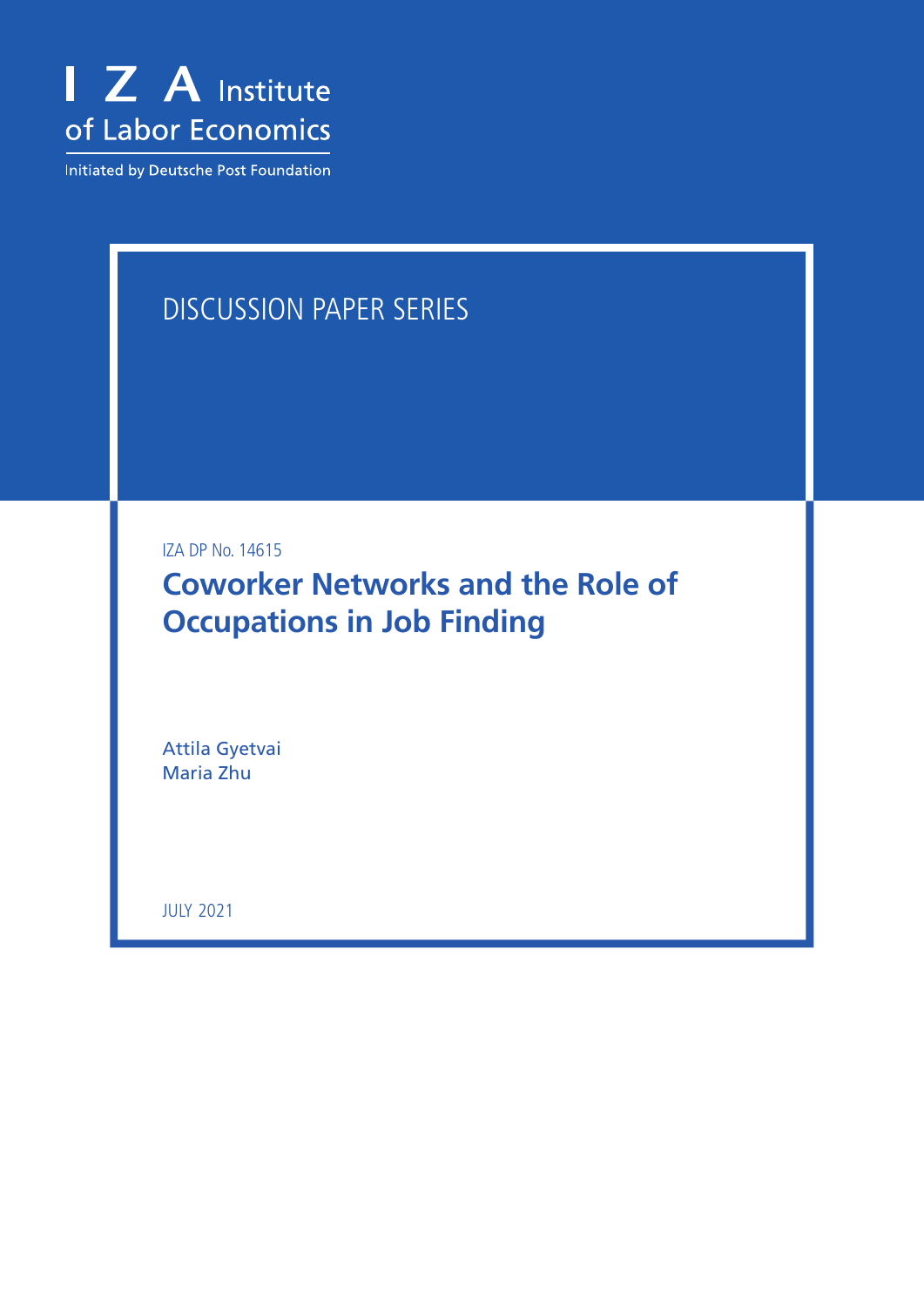I Z A Institute of Labor Economics

Initiated by Deutsche Post Foundation

DISCUSSION PAPER SERIES

IZA DP No. 14615

# Coworker Networks and the Role of Occupations in Job Finding

Attila Gyetvai
Maria Zhu

JULY 2021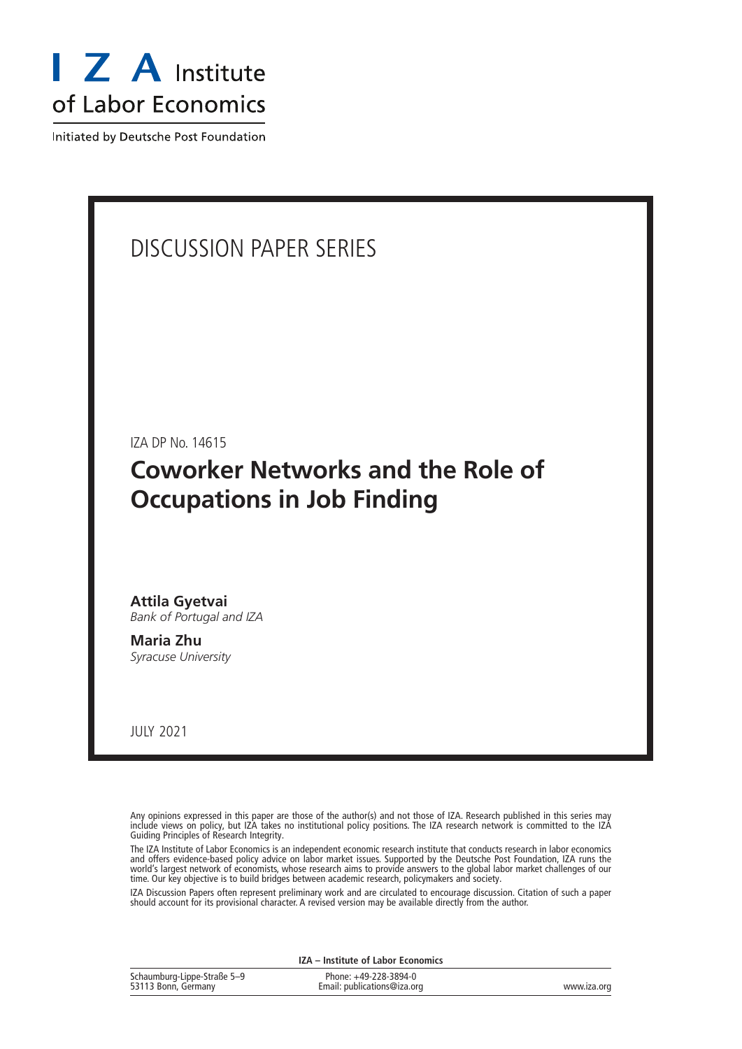I Z A Institute of Labor Economics

Initiated by Deutsche Post Foundation

# DISCUSSION PAPER SERIES

IZA DP No. 14615

## Coworker Networks and the Role of Occupations in Job Finding

**Attila Gyetvai**
*Bank of Portugal and IZA*

**Maria Zhu**
*Syracuse University*

JULY 2021

Any opinions expressed in this paper are those of the author(s) and not those of IZA. Research published in this series may include views on policy, but IZA takes no institutional policy positions. The IZA research network is committed to the IZA Guiding Principles of Research Integrity.

The IZA Institute of Labor Economics is an independent economic research institute that conducts research in labor economics and offers evidence-based policy advice on labor market issues. Supported by the Deutsche Post Foundation, IZA runs the world's largest network of economists, whose research aims to provide answers to the global labor market challenges of our time. Our key objective is to build bridges between academic research, policymakers and society.

IZA Discussion Papers often represent preliminary work and are circulated to encourage discussion. Citation of such a paper should account for its provisional character. A revised version may be available directly from the author.

**IZA – Institute of Labor Economics**

| | | |
|---|---|---|
| Schaumburg-Lippe-Straße 5–9<br>53113 Bonn, Germany | Phone: +49-228-3894-0<br>Email: publications@iza.org | www.iza.org |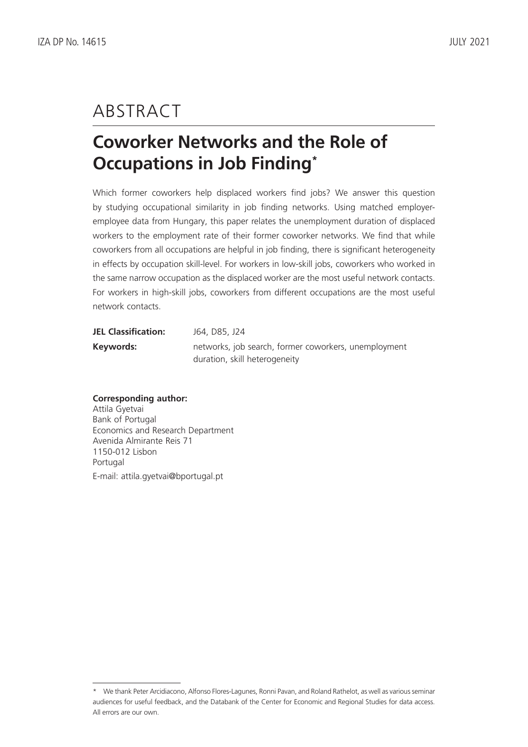# ABSTRACT

## Coworker Networks and the Role of Occupations in Job Finding*

Which former coworkers help displaced workers find jobs? We answer this question by studying occupational similarity in job finding networks. Using matched employer-employee data from Hungary, this paper relates the unemployment duration of displaced workers to the employment rate of their former coworker networks. We find that while coworkers from all occupations are helpful in job finding, there is significant heterogeneity in effects by occupation skill-level. For workers in low-skill jobs, coworkers who worked in the same narrow occupation as the displaced worker are the most useful network contacts. For workers in high-skill jobs, coworkers from different occupations are the most useful network contacts.

**JEL Classification:** J64, D85, J24

**Keywords:** networks, job search, former coworkers, unemployment duration, skill heterogeneity

**Corresponding author:**
Attila Gyetvai
Bank of Portugal
Economics and Research Department
Avenida Almirante Reis 71
1150-012 Lisbon
Portugal
E-mail: attila.gyetvai@bportugal.pt

---

* We thank Peter Arcidiacono, Alfonso Flores-Lagunes, Ronni Pavan, and Roland Rathelot, as well as various seminar audiences for useful feedback, and the Databank of the Center for Economic and Regional Studies for data access. All errors are our own.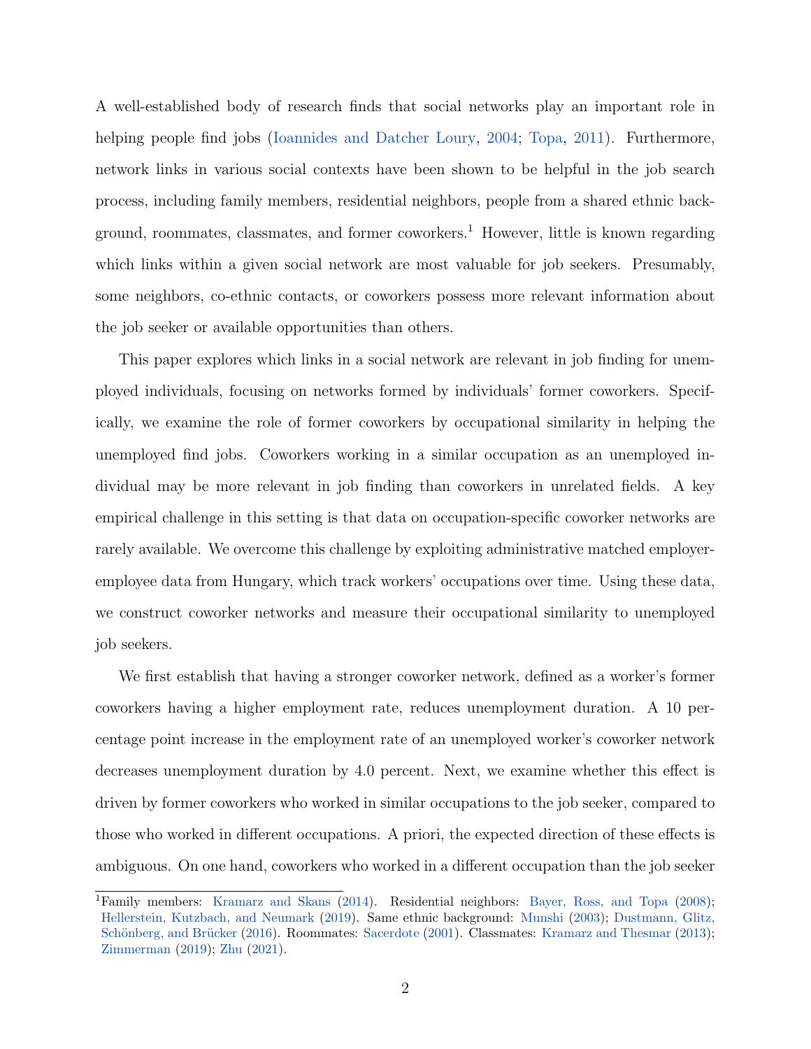A well-established body of research finds that social networks play an important role in helping people find jobs (Ioannides and Datcher Loury, 2004; Topa, 2011). Furthermore, network links in various social contexts have been shown to be helpful in the job search process, including family members, residential neighbors, people from a shared ethnic background, roommates, classmates, and former coworkers.[1] However, little is known regarding which links within a given social network are most valuable for job seekers. Presumably, some neighbors, co-ethnic contacts, or coworkers possess more relevant information about the job seeker or available opportunities than others.

This paper explores which links in a social network are relevant in job finding for unemployed individuals, focusing on networks formed by individuals' former coworkers. Specifically, we examine the role of former coworkers by occupational similarity in helping the unemployed find jobs. Coworkers working in a similar occupation as an unemployed individual may be more relevant in job finding than coworkers in unrelated fields. A key empirical challenge in this setting is that data on occupation-specific coworker networks are rarely available. We overcome this challenge by exploiting administrative matched employer-employee data from Hungary, which track workers' occupations over time. Using these data, we construct coworker networks and measure their occupational similarity to unemployed job seekers.

We first establish that having a stronger coworker network, defined as a worker's former coworkers having a higher employment rate, reduces unemployment duration. A 10 percentage point increase in the employment rate of an unemployed worker's coworker network decreases unemployment duration by 4.0 percent. Next, we examine whether this effect is driven by former coworkers who worked in similar occupations to the job seeker, compared to those who worked in different occupations. A priori, the expected direction of these effects is ambiguous. On one hand, coworkers who worked in a different occupation than the job seeker

[1] Family members: Kramarz and Skans (2014). Residential neighbors: Bayer, Ross, and Topa (2008); Hellerstein, Kutzbach, and Neumark (2019). Same ethnic background: Munshi (2003); Dustmann, Glitz, Schönberg, and Brücker (2016). Roommates: Sacerdote (2001). Classmates: Kramarz and Thesmar (2013); Zimmerman (2019); Zhu (2021).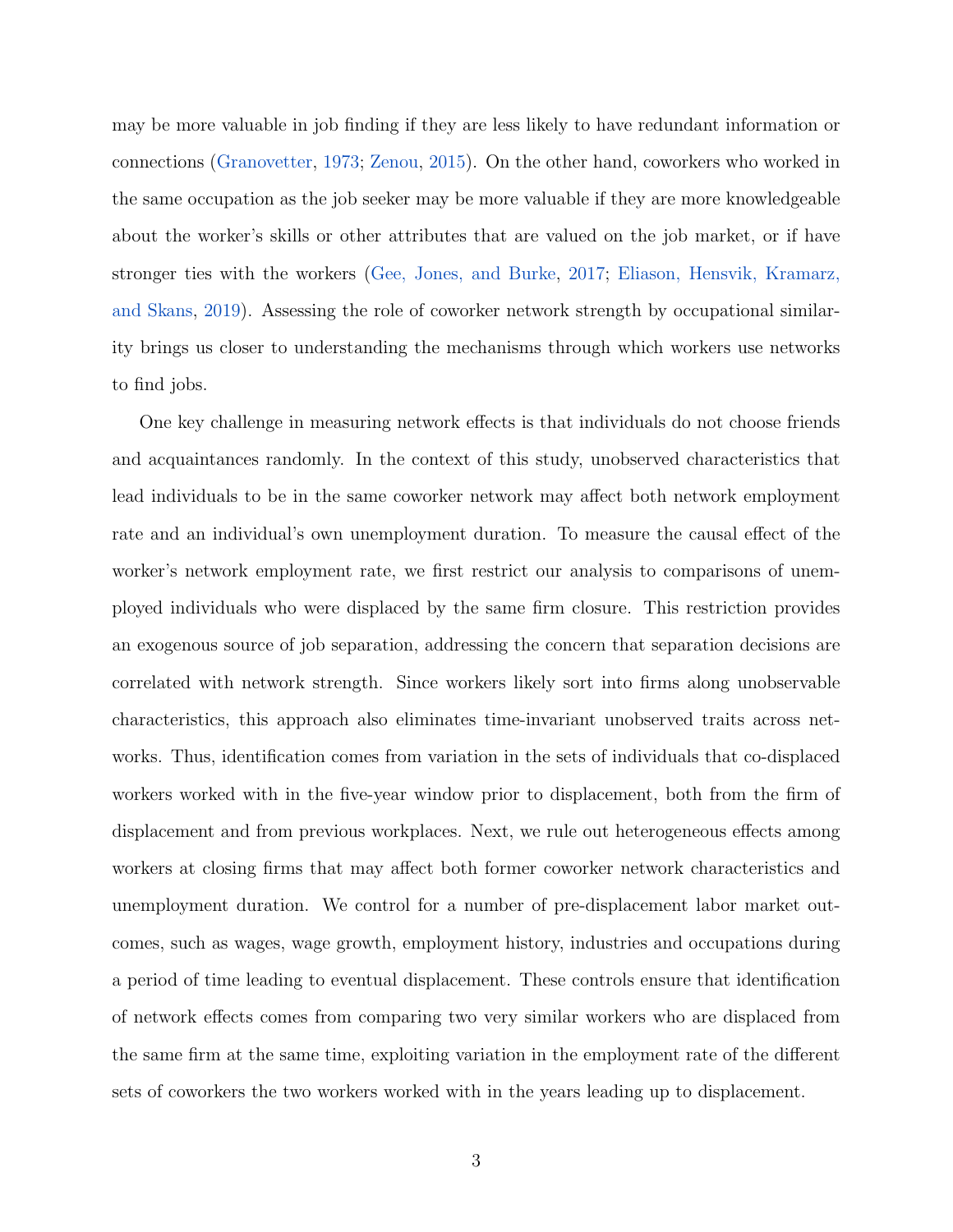may be more valuable in job finding if they are less likely to have redundant information or connections (Granovetter, 1973; Zenou, 2015). On the other hand, coworkers who worked in the same occupation as the job seeker may be more valuable if they are more knowledgeable about the worker's skills or other attributes that are valued on the job market, or if have stronger ties with the workers (Gee, Jones, and Burke, 2017; Eliason, Hensvik, Kramarz, and Skans, 2019). Assessing the role of coworker network strength by occupational similarity brings us closer to understanding the mechanisms through which workers use networks to find jobs.

One key challenge in measuring network effects is that individuals do not choose friends and acquaintances randomly. In the context of this study, unobserved characteristics that lead individuals to be in the same coworker network may affect both network employment rate and an individual's own unemployment duration. To measure the causal effect of the worker's network employment rate, we first restrict our analysis to comparisons of unemployed individuals who were displaced by the same firm closure. This restriction provides an exogenous source of job separation, addressing the concern that separation decisions are correlated with network strength. Since workers likely sort into firms along unobservable characteristics, this approach also eliminates time-invariant unobserved traits across networks. Thus, identification comes from variation in the sets of individuals that co-displaced workers worked with in the five-year window prior to displacement, both from the firm of displacement and from previous workplaces. Next, we rule out heterogeneous effects among workers at closing firms that may affect both former coworker network characteristics and unemployment duration. We control for a number of pre-displacement labor market outcomes, such as wages, wage growth, employment history, industries and occupations during a period of time leading to eventual displacement. These controls ensure that identification of network effects comes from comparing two very similar workers who are displaced from the same firm at the same time, exploiting variation in the employment rate of the different sets of coworkers the two workers worked with in the years leading up to displacement.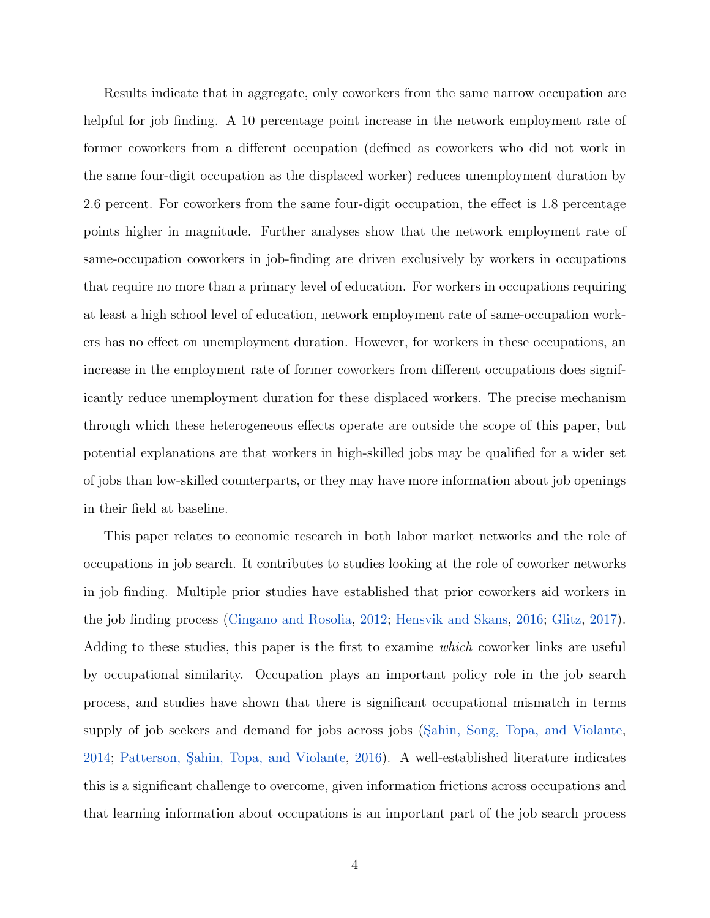Results indicate that in aggregate, only coworkers from the same narrow occupation are helpful for job finding. A 10 percentage point increase in the network employment rate of former coworkers from a different occupation (defined as coworkers who did not work in the same four-digit occupation as the displaced worker) reduces unemployment duration by 2.6 percent. For coworkers from the same four-digit occupation, the effect is 1.8 percentage points higher in magnitude. Further analyses show that the network employment rate of same-occupation coworkers in job-finding are driven exclusively by workers in occupations that require no more than a primary level of education. For workers in occupations requiring at least a high school level of education, network employment rate of same-occupation workers has no effect on unemployment duration. However, for workers in these occupations, an increase in the employment rate of former coworkers from different occupations does significantly reduce unemployment duration for these displaced workers. The precise mechanism through which these heterogeneous effects operate are outside the scope of this paper, but potential explanations are that workers in high-skilled jobs may be qualified for a wider set of jobs than low-skilled counterparts, or they may have more information about job openings in their field at baseline.

This paper relates to economic research in both labor market networks and the role of occupations in job search. It contributes to studies looking at the role of coworker networks in job finding. Multiple prior studies have established that prior coworkers aid workers in the job finding process (Cingano and Rosolia, 2012; Hensvik and Skans, 2016; Glitz, 2017). Adding to these studies, this paper is the first to examine *which* coworker links are useful by occupational similarity. Occupation plays an important policy role in the job search process, and studies have shown that there is significant occupational mismatch in terms supply of job seekers and demand for jobs across jobs (Şahin, Song, Topa, and Violante, 2014; Patterson, Şahin, Topa, and Violante, 2016). A well-established literature indicates this is a significant challenge to overcome, given information frictions across occupations and that learning information about occupations is an important part of the job search process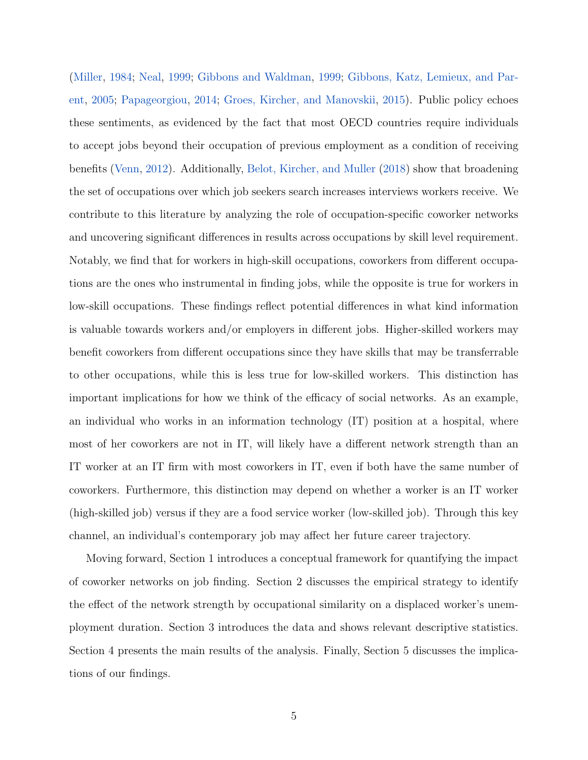(Miller, 1984; Neal, 1999; Gibbons and Waldman, 1999; Gibbons, Katz, Lemieux, and Parent, 2005; Papageorgiou, 2014; Groes, Kircher, and Manovskii, 2015). Public policy echoes these sentiments, as evidenced by the fact that most OECD countries require individuals to accept jobs beyond their occupation of previous employment as a condition of receiving benefits (Venn, 2012). Additionally, Belot, Kircher, and Muller (2018) show that broadening the set of occupations over which job seekers search increases interviews workers receive. We contribute to this literature by analyzing the role of occupation-specific coworker networks and uncovering significant differences in results across occupations by skill level requirement. Notably, we find that for workers in high-skill occupations, coworkers from different occupations are the ones who instrumental in finding jobs, while the opposite is true for workers in low-skill occupations. These findings reflect potential differences in what kind information is valuable towards workers and/or employers in different jobs. Higher-skilled workers may benefit coworkers from different occupations since they have skills that may be transferrable to other occupations, while this is less true for low-skilled workers. This distinction has important implications for how we think of the efficacy of social networks. As an example, an individual who works in an information technology (IT) position at a hospital, where most of her coworkers are not in IT, will likely have a different network strength than an IT worker at an IT firm with most coworkers in IT, even if both have the same number of coworkers. Furthermore, this distinction may depend on whether a worker is an IT worker (high-skilled job) versus if they are a food service worker (low-skilled job). Through this key channel, an individual's contemporary job may affect her future career trajectory.

Moving forward, Section 1 introduces a conceptual framework for quantifying the impact of coworker networks on job finding. Section 2 discusses the empirical strategy to identify the effect of the network strength by occupational similarity on a displaced worker's unemployment duration. Section 3 introduces the data and shows relevant descriptive statistics. Section 4 presents the main results of the analysis. Finally, Section 5 discusses the implications of our findings.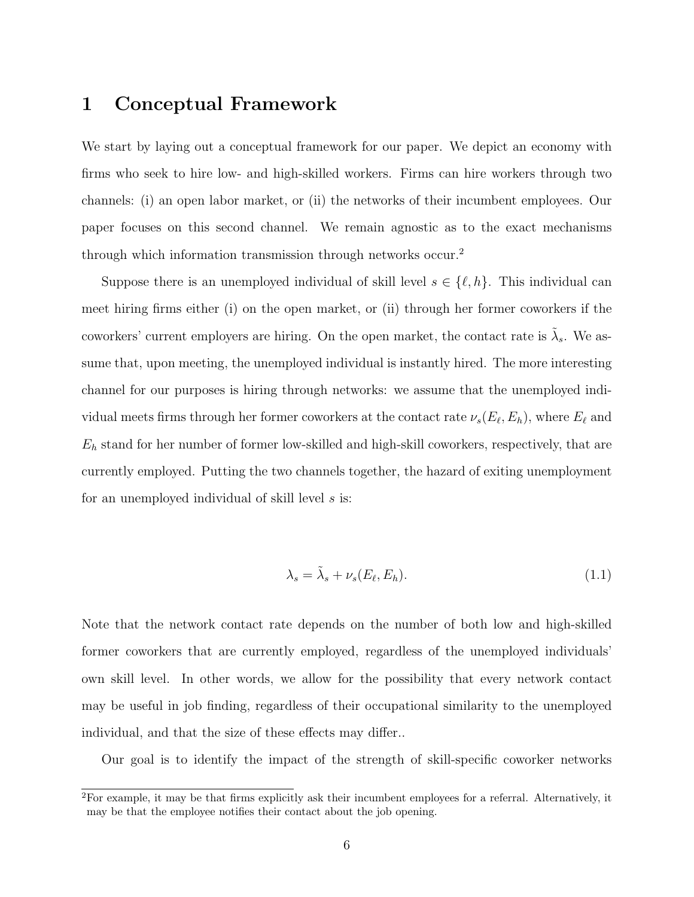# 1 Conceptual Framework

We start by laying out a conceptual framework for our paper. We depict an economy with firms who seek to hire low- and high-skilled workers. Firms can hire workers through two channels: (i) an open labor market, or (ii) the networks of their incumbent employees. Our paper focuses on this second channel. We remain agnostic as to the exact mechanisms through which information transmission through networks occur.[2]

Suppose there is an unemployed individual of skill level $s \in \{\ell, h\}$. This individual can meet hiring firms either (i) on the open market, or (ii) through her former coworkers if the coworkers' current employers are hiring. On the open market, the contact rate is $\tilde{\lambda}_s$. We assume that, upon meeting, the unemployed individual is instantly hired. The more interesting channel for our purposes is hiring through networks: we assume that the unemployed individual meets firms through her former coworkers at the contact rate $\nu_s(E_\ell, E_h)$, where $E_\ell$ and $E_h$ stand for her number of former low-skilled and high-skill coworkers, respectively, that are currently employed. Putting the two channels together, the hazard of exiting unemployment for an unemployed individual of skill level $s$ is:

$$\lambda_s = \tilde{\lambda}_s + \nu_s(E_\ell, E_h). \tag{1.1}$$

Note that the network contact rate depends on the number of both low and high-skilled former coworkers that are currently employed, regardless of the unemployed individuals' own skill level. In other words, we allow for the possibility that every network contact may be useful in job finding, regardless of their occupational similarity to the unemployed individual, and that the size of these effects may differ..

Our goal is to identify the impact of the strength of skill-specific coworker networks

[2]For example, it may be that firms explicitly ask their incumbent employees for a referral. Alternatively, it may be that the employee notifies their contact about the job opening.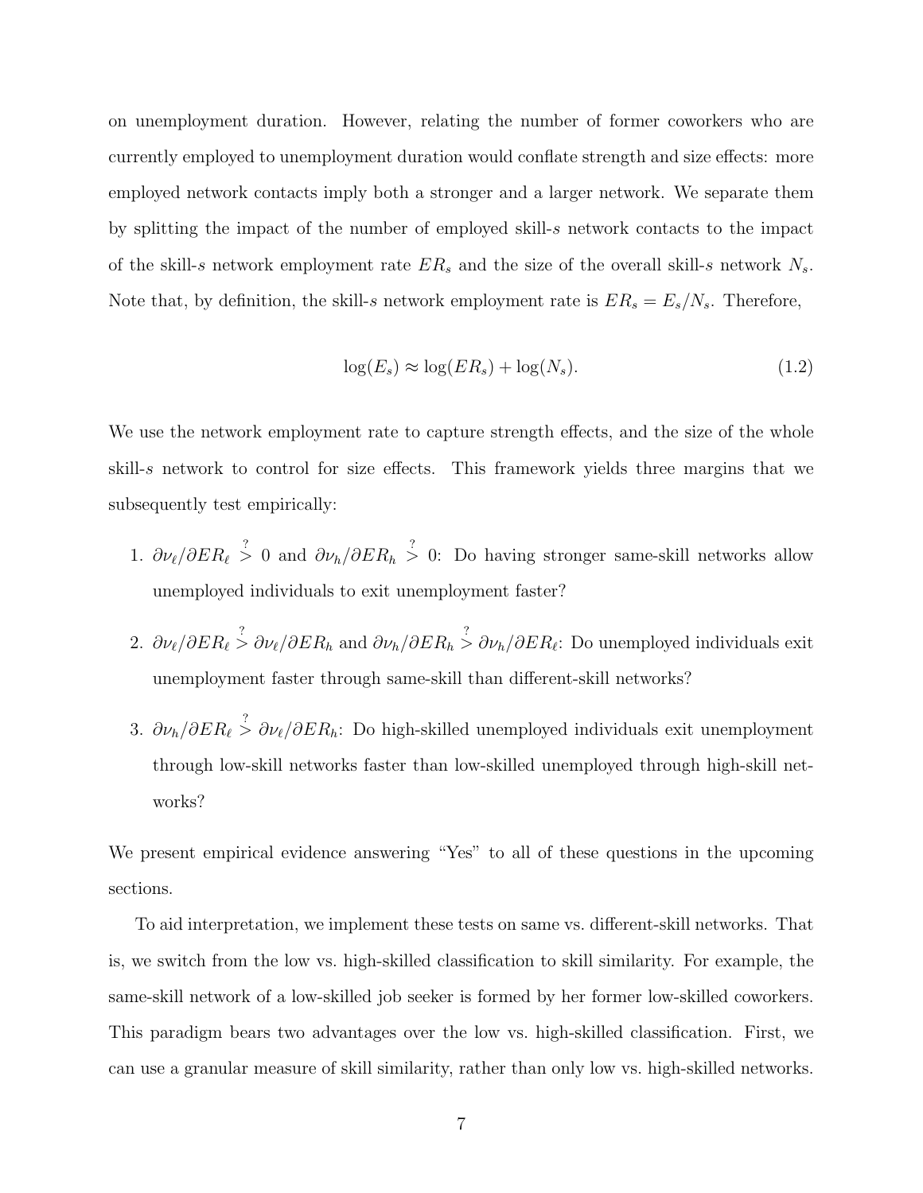on unemployment duration. However, relating the number of former coworkers who are currently employed to unemployment duration would conflate strength and size effects: more employed network contacts imply both a stronger and a larger network. We separate them by splitting the impact of the number of employed skill-$s$ network contacts to the impact of the skill-$s$ network employment rate $ER_s$ and the size of the overall skill-$s$ network $N_s$. Note that, by definition, the skill-$s$ network employment rate is $ER_s = E_s/N_s$. Therefore,

$$\log(E_s) \approx \log(ER_s) + \log(N_s). \tag{1.2}$$

We use the network employment rate to capture strength effects, and the size of the whole skill-$s$ network to control for size effects. This framework yields three margins that we subsequently test empirically:

1. $\partial\nu_\ell/\partial ER_\ell \overset{?}{>} 0$ and $\partial\nu_h/\partial ER_h \overset{?}{>} 0$: Do having stronger same-skill networks allow unemployed individuals to exit unemployment faster?

2. $\partial\nu_\ell/\partial ER_\ell \overset{?}{>} \partial\nu_\ell/\partial ER_h$ and $\partial\nu_h/\partial ER_h \overset{?}{>} \partial\nu_h/\partial ER_\ell$: Do unemployed individuals exit unemployment faster through same-skill than different-skill networks?

3. $\partial\nu_h/\partial ER_\ell \overset{?}{>} \partial\nu_\ell/\partial ER_h$: Do high-skilled unemployed individuals exit unemployment through low-skill networks faster than low-skilled unemployed through high-skill networks?

We present empirical evidence answering "Yes" to all of these questions in the upcoming sections.

To aid interpretation, we implement these tests on same vs. different-skill networks. That is, we switch from the low vs. high-skilled classification to skill similarity. For example, the same-skill network of a low-skilled job seeker is formed by her former low-skilled coworkers. This paradigm bears two advantages over the low vs. high-skilled classification. First, we can use a granular measure of skill similarity, rather than only low vs. high-skilled networks.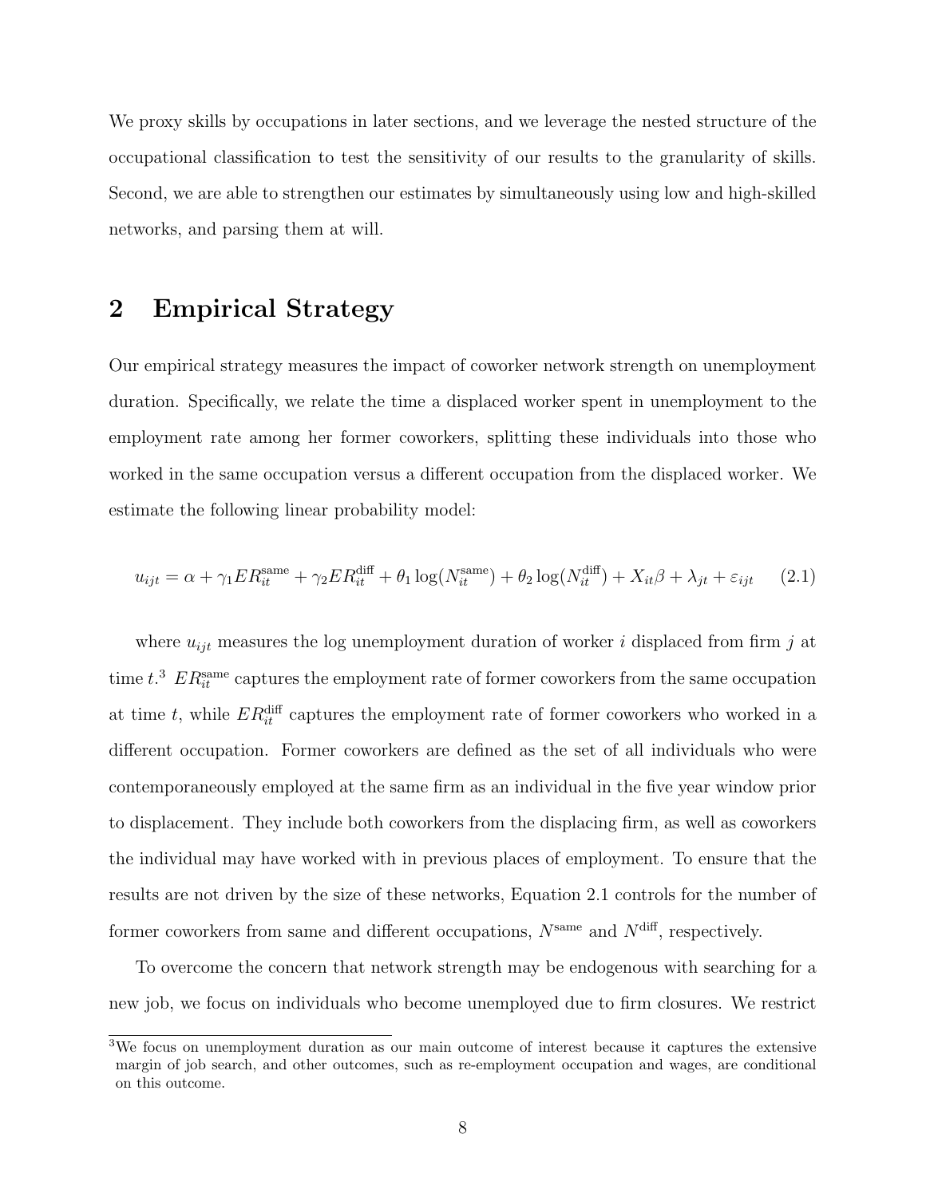We proxy skills by occupations in later sections, and we leverage the nested structure of the occupational classification to test the sensitivity of our results to the granularity of skills. Second, we are able to strengthen our estimates by simultaneously using low and high-skilled networks, and parsing them at will.

## 2 Empirical Strategy

Our empirical strategy measures the impact of coworker network strength on unemployment duration. Specifically, we relate the time a displaced worker spent in unemployment to the employment rate among her former coworkers, splitting these individuals into those who worked in the same occupation versus a different occupation from the displaced worker. We estimate the following linear probability model:

$$u_{ijt} = \alpha + \gamma_1 ER_{it}^{\text{same}} + \gamma_2 ER_{it}^{\text{diff}} + \theta_1 \log(N_{it}^{\text{same}}) + \theta_2 \log(N_{it}^{\text{diff}}) + X_{it}\beta + \lambda_{jt} + \varepsilon_{ijt} \quad (2.1)$$

where $u_{ijt}$ measures the log unemployment duration of worker $i$ displaced from firm $j$ at time $t$.[3] $ER_{it}^{\text{same}}$ captures the employment rate of former coworkers from the same occupation at time $t$, while $ER_{it}^{\text{diff}}$ captures the employment rate of former coworkers who worked in a different occupation. Former coworkers are defined as the set of all individuals who were contemporaneously employed at the same firm as an individual in the five year window prior to displacement. They include both coworkers from the displacing firm, as well as coworkers the individual may have worked with in previous places of employment. To ensure that the results are not driven by the size of these networks, Equation 2.1 controls for the number of former coworkers from same and different occupations, $N^{\text{same}}$ and $N^{\text{diff}}$, respectively.

To overcome the concern that network strength may be endogenous with searching for a new job, we focus on individuals who become unemployed due to firm closures. We restrict

[3] We focus on unemployment duration as our main outcome of interest because it captures the extensive margin of job search, and other outcomes, such as re-employment occupation and wages, are conditional on this outcome.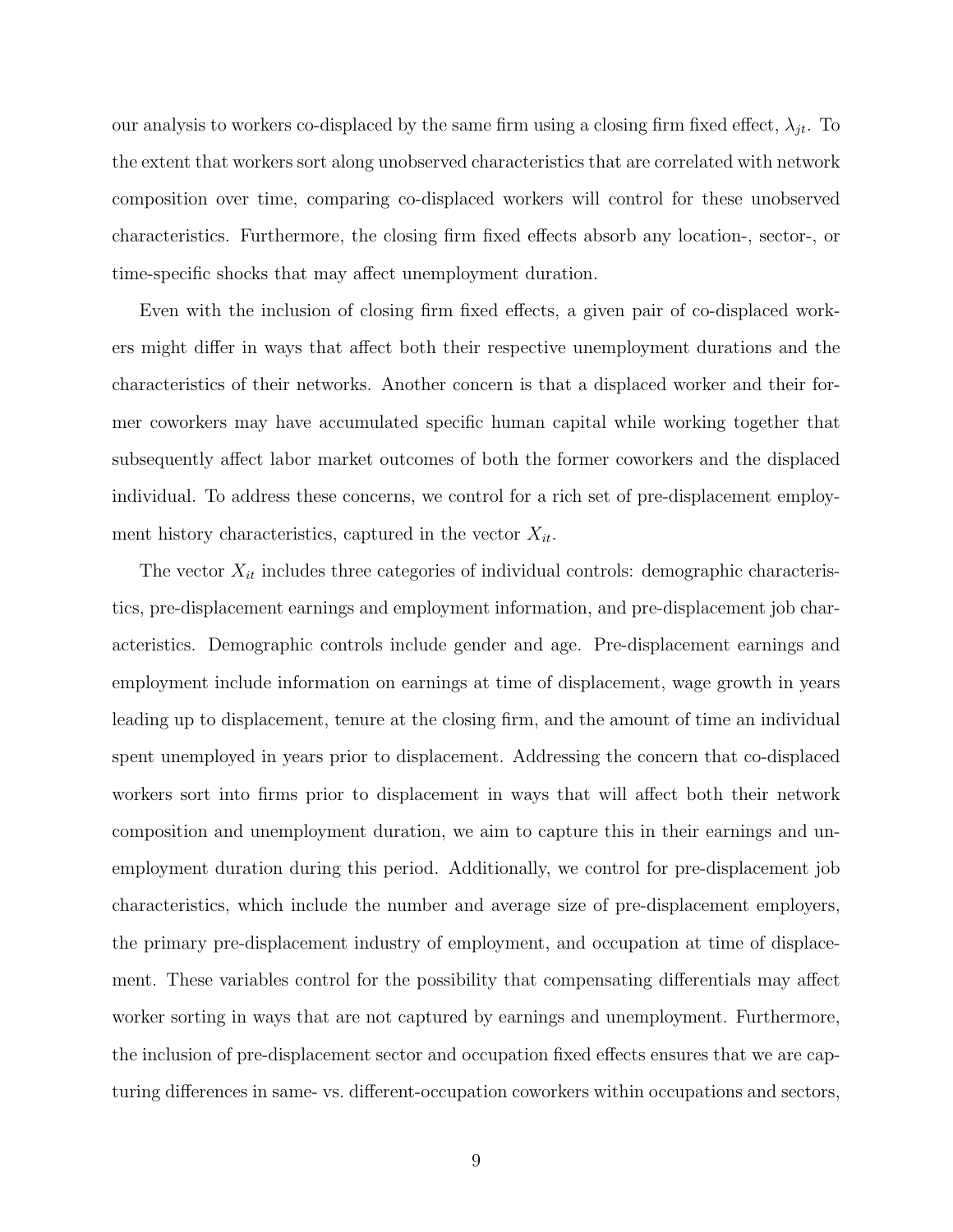our analysis to workers co-displaced by the same firm using a closing firm fixed effect, $\lambda_{jt}$. To the extent that workers sort along unobserved characteristics that are correlated with network composition over time, comparing co-displaced workers will control for these unobserved characteristics. Furthermore, the closing firm fixed effects absorb any location-, sector-, or time-specific shocks that may affect unemployment duration.

Even with the inclusion of closing firm fixed effects, a given pair of co-displaced workers might differ in ways that affect both their respective unemployment durations and the characteristics of their networks. Another concern is that a displaced worker and their former coworkers may have accumulated specific human capital while working together that subsequently affect labor market outcomes of both the former coworkers and the displaced individual. To address these concerns, we control for a rich set of pre-displacement employment history characteristics, captured in the vector $X_{it}$.

The vector $X_{it}$ includes three categories of individual controls: demographic characteristics, pre-displacement earnings and employment information, and pre-displacement job characteristics. Demographic controls include gender and age. Pre-displacement earnings and employment include information on earnings at time of displacement, wage growth in years leading up to displacement, tenure at the closing firm, and the amount of time an individual spent unemployed in years prior to displacement. Addressing the concern that co-displaced workers sort into firms prior to displacement in ways that will affect both their network composition and unemployment duration, we aim to capture this in their earnings and unemployment duration during this period. Additionally, we control for pre-displacement job characteristics, which include the number and average size of pre-displacement employers, the primary pre-displacement industry of employment, and occupation at time of displacement. These variables control for the possibility that compensating differentials may affect worker sorting in ways that are not captured by earnings and unemployment. Furthermore, the inclusion of pre-displacement sector and occupation fixed effects ensures that we are capturing differences in same- vs. different-occupation coworkers within occupations and sectors,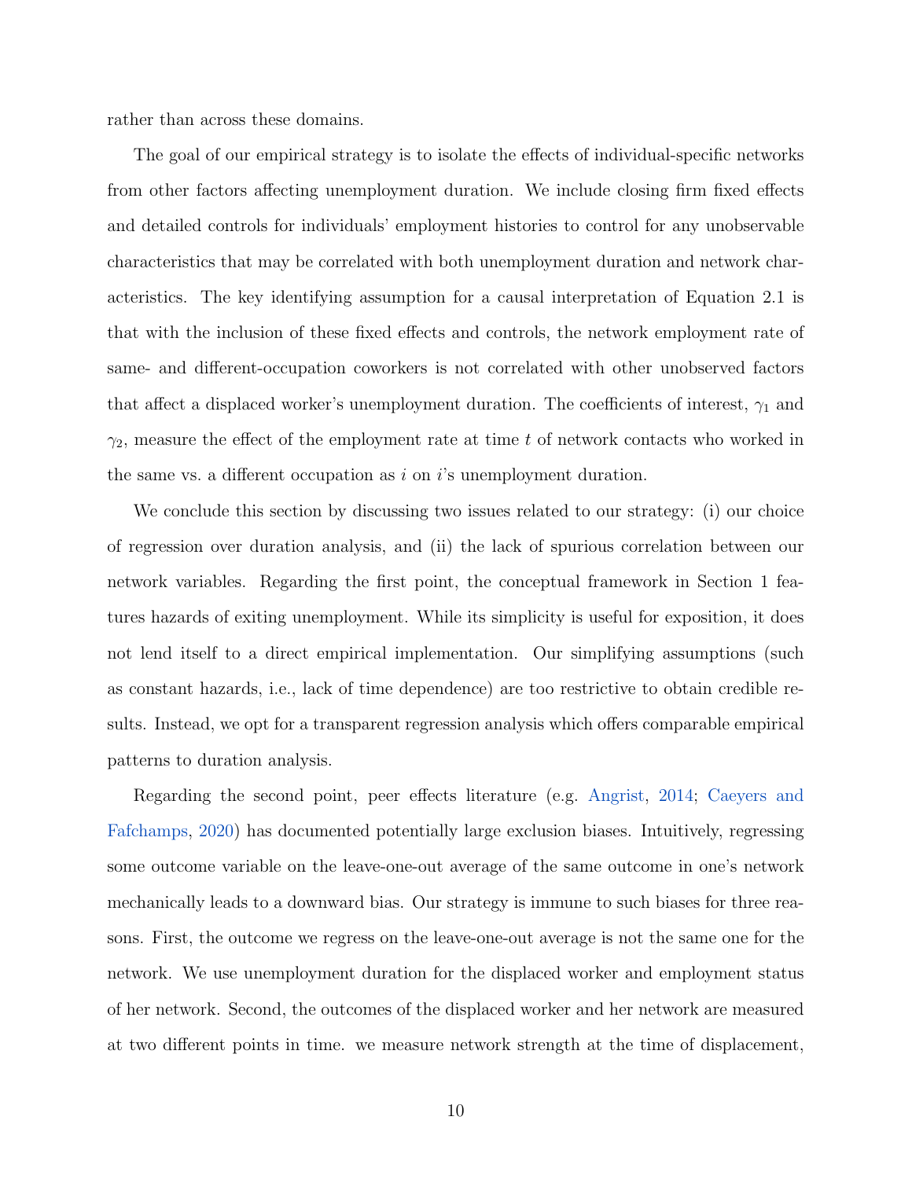rather than across these domains.

The goal of our empirical strategy is to isolate the effects of individual-specific networks from other factors affecting unemployment duration. We include closing firm fixed effects and detailed controls for individuals' employment histories to control for any unobservable characteristics that may be correlated with both unemployment duration and network characteristics. The key identifying assumption for a causal interpretation of Equation 2.1 is that with the inclusion of these fixed effects and controls, the network employment rate of same- and different-occupation coworkers is not correlated with other unobserved factors that affect a displaced worker's unemployment duration. The coefficients of interest, $\gamma_1$ and $\gamma_2$, measure the effect of the employment rate at time $t$ of network contacts who worked in the same vs. a different occupation as $i$ on $i$'s unemployment duration.

We conclude this section by discussing two issues related to our strategy: (i) our choice of regression over duration analysis, and (ii) the lack of spurious correlation between our network variables. Regarding the first point, the conceptual framework in Section 1 features hazards of exiting unemployment. While its simplicity is useful for exposition, it does not lend itself to a direct empirical implementation. Our simplifying assumptions (such as constant hazards, i.e., lack of time dependence) are too restrictive to obtain credible results. Instead, we opt for a transparent regression analysis which offers comparable empirical patterns to duration analysis.

Regarding the second point, peer effects literature (e.g. Angrist, 2014; Caeyers and Fafchamps, 2020) has documented potentially large exclusion biases. Intuitively, regressing some outcome variable on the leave-one-out average of the same outcome in one's network mechanically leads to a downward bias. Our strategy is immune to such biases for three reasons. First, the outcome we regress on the leave-one-out average is not the same one for the network. We use unemployment duration for the displaced worker and employment status of her network. Second, the outcomes of the displaced worker and her network are measured at two different points in time. we measure network strength at the time of displacement,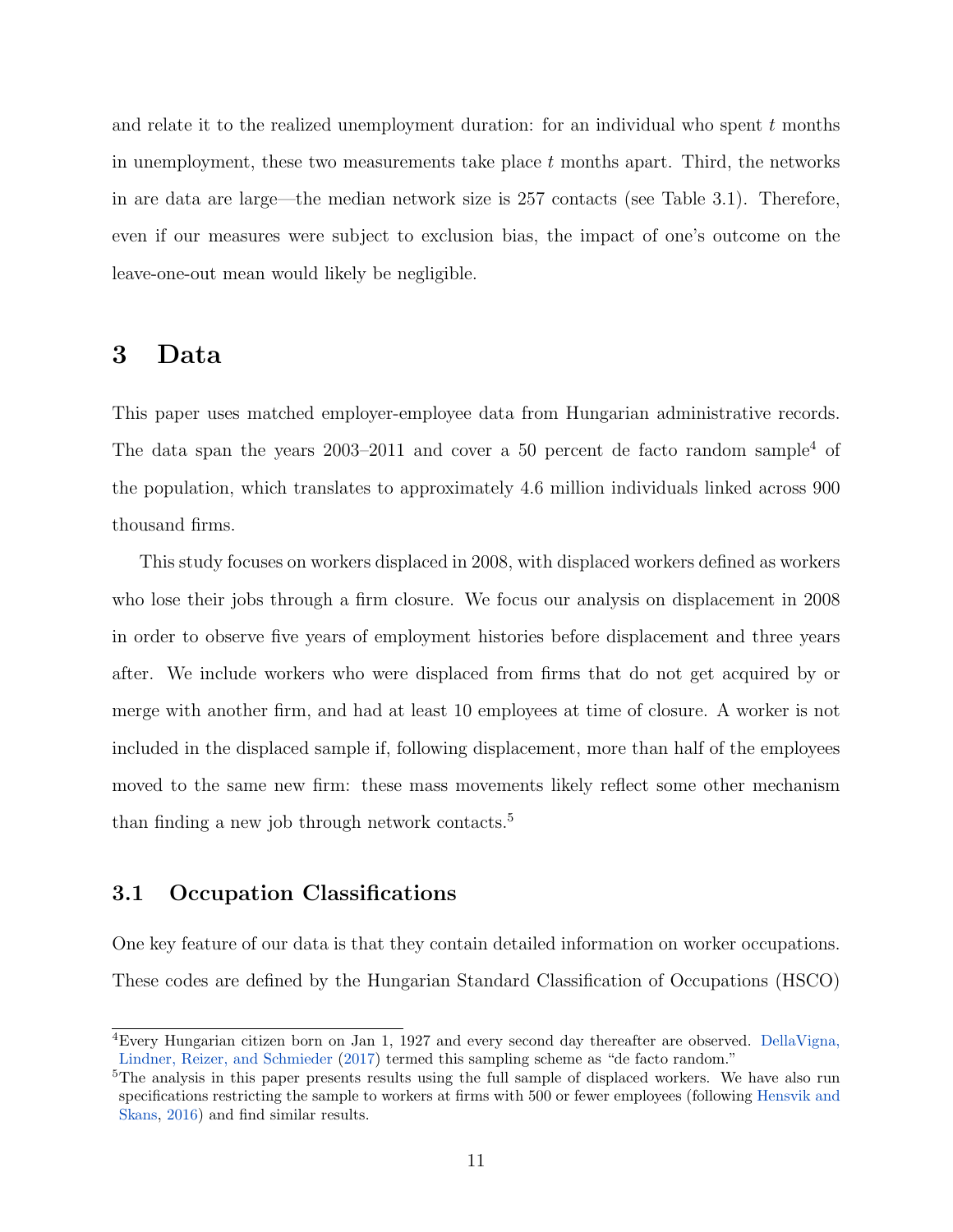and relate it to the realized unemployment duration: for an individual who spent $t$ months in unemployment, these two measurements take place $t$ months apart. Third, the networks in are data are large—the median network size is 257 contacts (see Table 3.1). Therefore, even if our measures were subject to exclusion bias, the impact of one's outcome on the leave-one-out mean would likely be negligible.

# 3 Data

This paper uses matched employer-employee data from Hungarian administrative records. The data span the years 2003–2011 and cover a 50 percent de facto random sample[4] of the population, which translates to approximately 4.6 million individuals linked across 900 thousand firms.

This study focuses on workers displaced in 2008, with displaced workers defined as workers who lose their jobs through a firm closure. We focus our analysis on displacement in 2008 in order to observe five years of employment histories before displacement and three years after. We include workers who were displaced from firms that do not get acquired by or merge with another firm, and had at least 10 employees at time of closure. A worker is not included in the displaced sample if, following displacement, more than half of the employees moved to the same new firm: these mass movements likely reflect some other mechanism than finding a new job through network contacts.[5]

## 3.1 Occupation Classifications

One key feature of our data is that they contain detailed information on worker occupations. These codes are defined by the Hungarian Standard Classification of Occupations (HSCO)

[4] Every Hungarian citizen born on Jan 1, 1927 and every second day thereafter are observed. DellaVigna, Lindner, Reizer, and Schmieder (2017) termed this sampling scheme as "de facto random."

[5] The analysis in this paper presents results using the full sample of displaced workers. We have also run specifications restricting the sample to workers at firms with 500 or fewer employees (following Hensvik and Skans, 2016) and find similar results.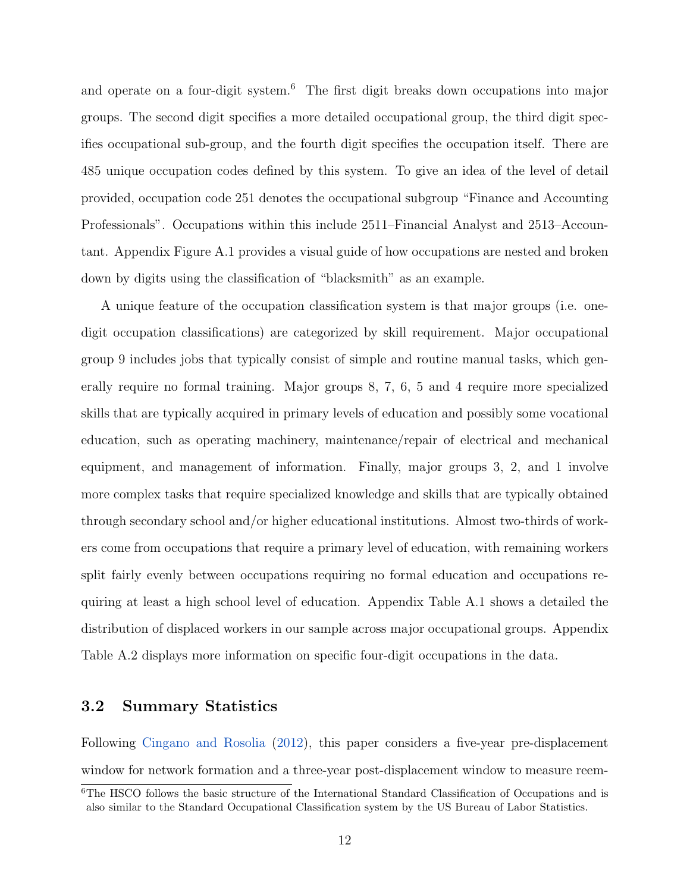and operate on a four-digit system.[6] The first digit breaks down occupations into major groups. The second digit specifies a more detailed occupational group, the third digit specifies occupational sub-group, and the fourth digit specifies the occupation itself. There are 485 unique occupation codes defined by this system. To give an idea of the level of detail provided, occupation code 251 denotes the occupational subgroup "Finance and Accounting Professionals". Occupations within this include 2511–Financial Analyst and 2513–Accountant. Appendix Figure A.1 provides a visual guide of how occupations are nested and broken down by digits using the classification of "blacksmith" as an example.

A unique feature of the occupation classification system is that major groups (i.e. one-digit occupation classifications) are categorized by skill requirement. Major occupational group 9 includes jobs that typically consist of simple and routine manual tasks, which generally require no formal training. Major groups 8, 7, 6, 5 and 4 require more specialized skills that are typically acquired in primary levels of education and possibly some vocational education, such as operating machinery, maintenance/repair of electrical and mechanical equipment, and management of information. Finally, major groups 3, 2, and 1 involve more complex tasks that require specialized knowledge and skills that are typically obtained through secondary school and/or higher educational institutions. Almost two-thirds of workers come from occupations that require a primary level of education, with remaining workers split fairly evenly between occupations requiring no formal education and occupations requiring at least a high school level of education. Appendix Table A.1 shows a detailed the distribution of displaced workers in our sample across major occupational groups. Appendix Table A.2 displays more information on specific four-digit occupations in the data.

### 3.2 Summary Statistics

Following Cingano and Rosolia (2012), this paper considers a five-year pre-displacement window for network formation and a three-year post-displacement window to measure reem-

[6] The HSCO follows the basic structure of the International Standard Classification of Occupations and is also similar to the Standard Occupational Classification system by the US Bureau of Labor Statistics.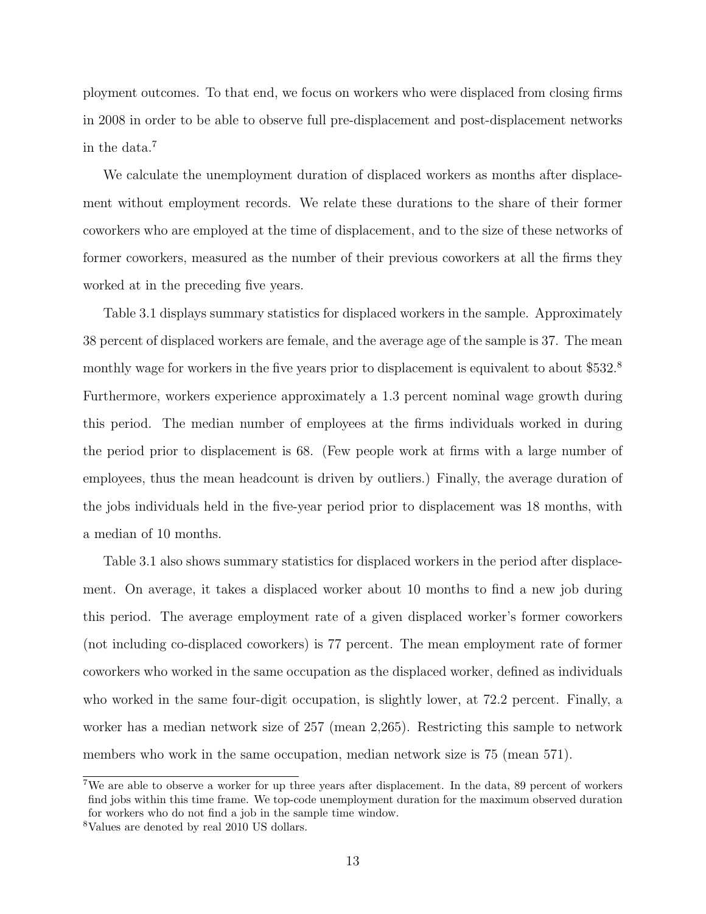ployment outcomes. To that end, we focus on workers who were displaced from closing firms in 2008 in order to be able to observe full pre-displacement and post-displacement networks in the data.[7]

We calculate the unemployment duration of displaced workers as months after displacement without employment records. We relate these durations to the share of their former coworkers who are employed at the time of displacement, and to the size of these networks of former coworkers, measured as the number of their previous coworkers at all the firms they worked at in the preceding five years.

Table 3.1 displays summary statistics for displaced workers in the sample. Approximately 38 percent of displaced workers are female, and the average age of the sample is 37. The mean monthly wage for workers in the five years prior to displacement is equivalent to about $532.[8] Furthermore, workers experience approximately a 1.3 percent nominal wage growth during this period. The median number of employees at the firms individuals worked in during the period prior to displacement is 68. (Few people work at firms with a large number of employees, thus the mean headcount is driven by outliers.) Finally, the average duration of the jobs individuals held in the five-year period prior to displacement was 18 months, with a median of 10 months.

Table 3.1 also shows summary statistics for displaced workers in the period after displacement. On average, it takes a displaced worker about 10 months to find a new job during this period. The average employment rate of a given displaced worker's former coworkers (not including co-displaced coworkers) is 77 percent. The mean employment rate of former coworkers who worked in the same occupation as the displaced worker, defined as individuals who worked in the same four-digit occupation, is slightly lower, at 72.2 percent. Finally, a worker has a median network size of 257 (mean 2,265). Restricting this sample to network members who work in the same occupation, median network size is 75 (mean 571).

[7]We are able to observe a worker for up three years after displacement. In the data, 89 percent of workers find jobs within this time frame. We top-code unemployment duration for the maximum observed duration for workers who do not find a job in the sample time window.

[8]Values are denoted by real 2010 US dollars.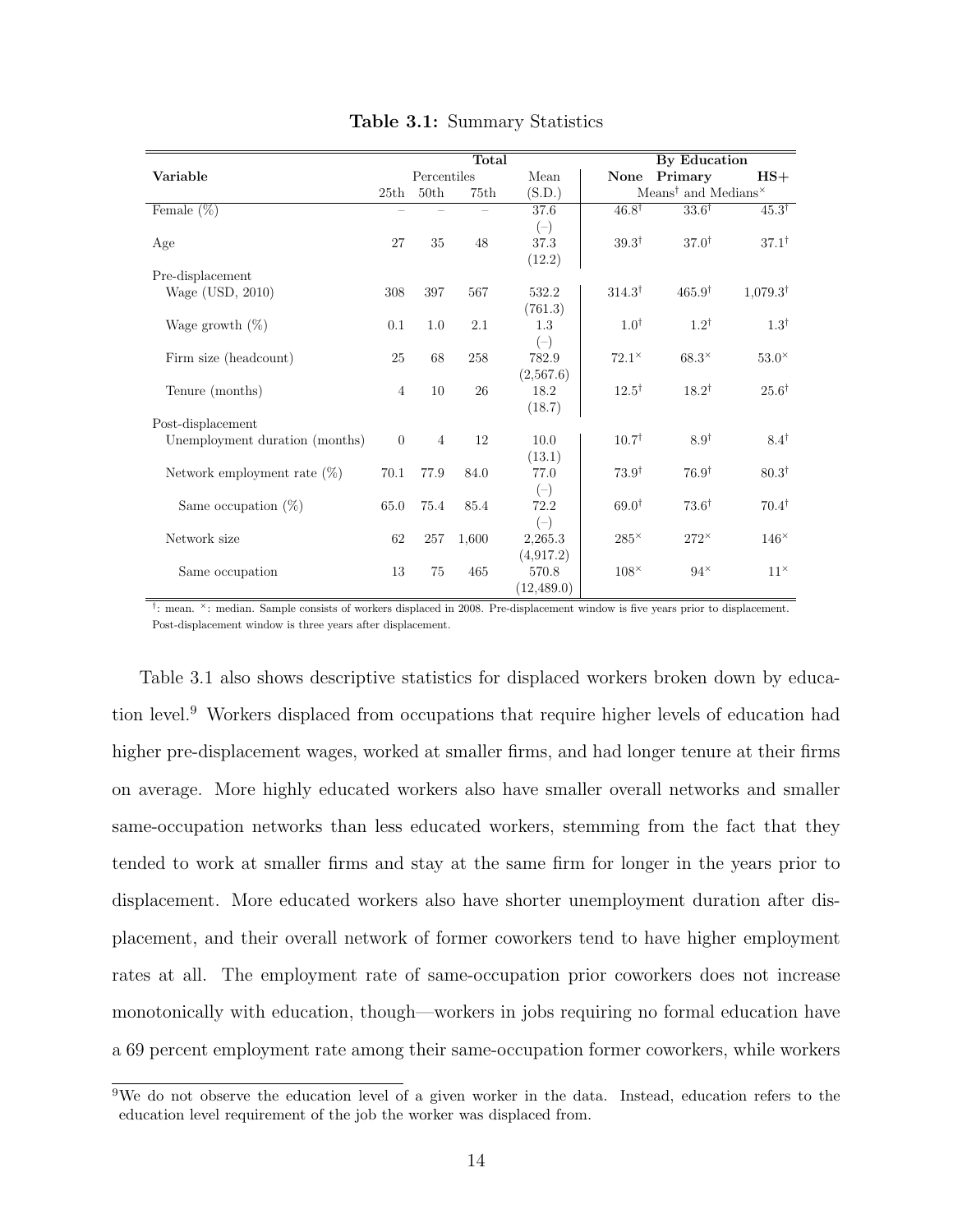**Table 3.1:** Summary Statistics

| Variable | Total | | | | By Education | | |
|---|---|---|---|---|---|---|---|
| | Percentiles | | | Mean | None | Primary | HS+ |
| | 25th | 50th | 75th | (S.D.) | Means† and Medians× | | |
| Female (%) | – | – | – | 37.6 (–) | 46.8† | 33.6† | 45.3† |
| Age | 27 | 35 | 48 | 37.3 (12.2) | 39.3† | 37.0† | 37.1† |
| Pre-displacement | | | | | | | |
| Wage (USD, 2010) | 308 | 397 | 567 | 532.2 (761.3) | 314.3† | 465.9† | 1,079.3† |
| Wage growth (%) | 0.1 | 1.0 | 2.1 | 1.3 (–) | 1.0† | 1.2† | 1.3† |
| Firm size (headcount) | 25 | 68 | 258 | 782.9 (2,567.6) | 72.1× | 68.3× | 53.0× |
| Tenure (months) | 4 | 10 | 26 | 18.2 (18.7) | 12.5† | 18.2† | 25.6† |
| Post-displacement | | | | | | | |
| Unemployment duration (months) | 0 | 4 | 12 | 10.0 (13.1) | 10.7† | 8.9† | 8.4† |
| Network employment rate (%) | 70.1 | 77.9 | 84.0 | 77.0 (–) | 73.9† | 76.9† | 80.3† |
| Same occupation (%) | 65.0 | 75.4 | 85.4 | 72.2 (–) | 69.0† | 73.6† | 70.4† |
| Network size | 62 | 257 | 1,600 | 2,265.3 (4,917.2) | 285× | 272× | 146× |
| Same occupation | 13 | 75 | 465 | 570.8 (12,489.0) | 108× | 94× | 11× |

†: mean. ×: median. Sample consists of workers displaced in 2008. Pre-displacement window is five years prior to displacement. Post-displacement window is three years after displacement.

Table 3.1 also shows descriptive statistics for displaced workers broken down by education level.[9] Workers displaced from occupations that require higher levels of education had higher pre-displacement wages, worked at smaller firms, and had longer tenure at their firms on average. More highly educated workers also have smaller overall networks and smaller same-occupation networks than less educated workers, stemming from the fact that they tended to work at smaller firms and stay at the same firm for longer in the years prior to displacement. More educated workers also have shorter unemployment duration after displacement, and their overall network of former coworkers tend to have higher employment rates at all. The employment rate of same-occupation prior coworkers does not increase monotonically with education, though—workers in jobs requiring no formal education have a 69 percent employment rate among their same-occupation former coworkers, while workers

[9]We do not observe the education level of a given worker in the data. Instead, education refers to the education level requirement of the job the worker was displaced from.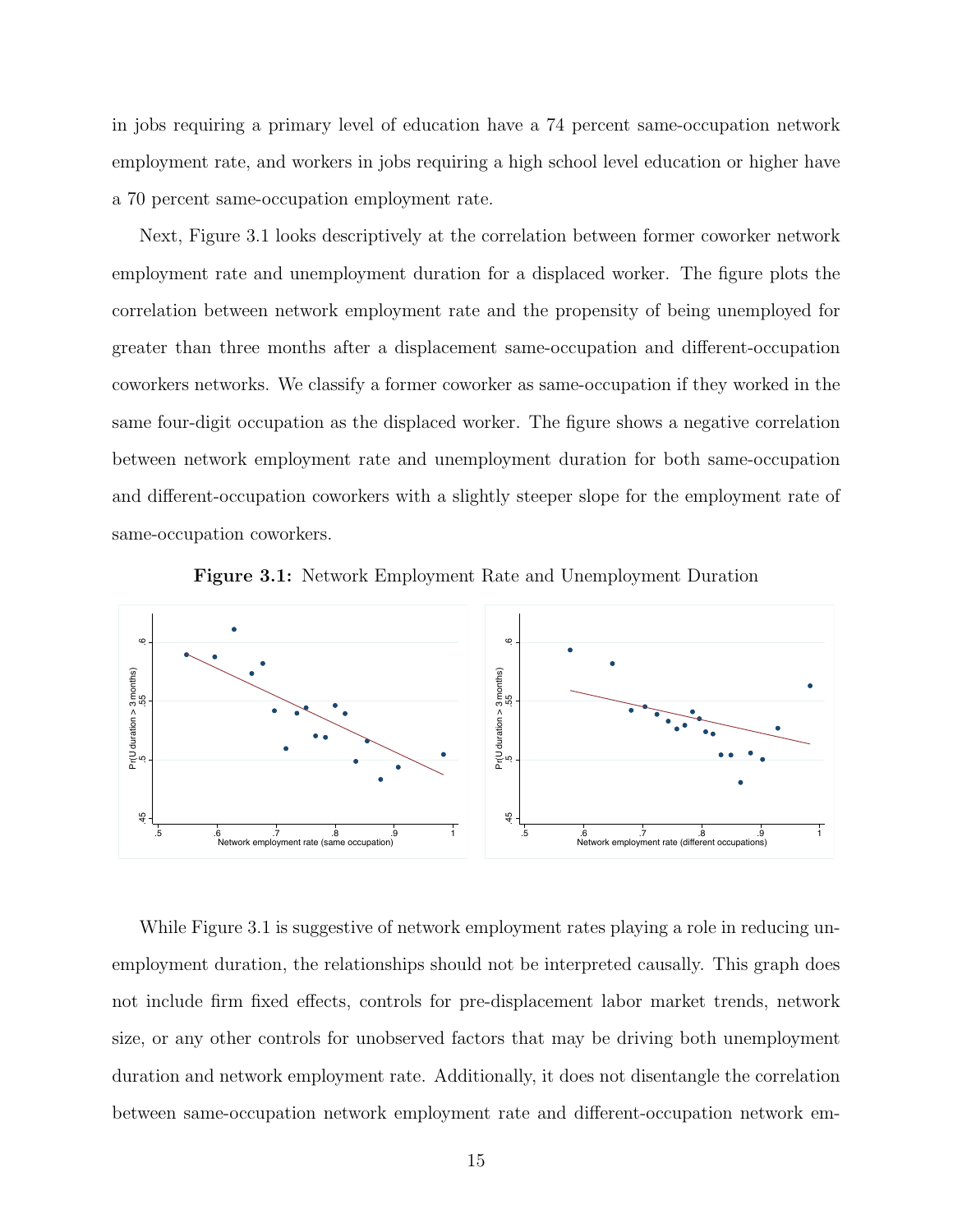in jobs requiring a primary level of education have a 74 percent same-occupation network employment rate, and workers in jobs requiring a high school level education or higher have a 70 percent same-occupation employment rate.

Next, Figure 3.1 looks descriptively at the correlation between former coworker network employment rate and unemployment duration for a displaced worker. The figure plots the correlation between network employment rate and the propensity of being unemployed for greater than three months after a displacement same-occupation and different-occupation coworkers networks. We classify a former coworker as same-occupation if they worked in the same four-digit occupation as the displaced worker. The figure shows a negative correlation between network employment rate and unemployment duration for both same-occupation and different-occupation coworkers with a slightly steeper slope for the employment rate of same-occupation coworkers.

**Figure 3.1:** Network Employment Rate and Unemployment Duration

While Figure 3.1 is suggestive of network employment rates playing a role in reducing unemployment duration, the relationships should not be interpreted causally. This graph does not include firm fixed effects, controls for pre-displacement labor market trends, network size, or any other controls for unobserved factors that may be driving both unemployment duration and network employment rate. Additionally, it does not disentangle the correlation between same-occupation network employment rate and different-occupation network em-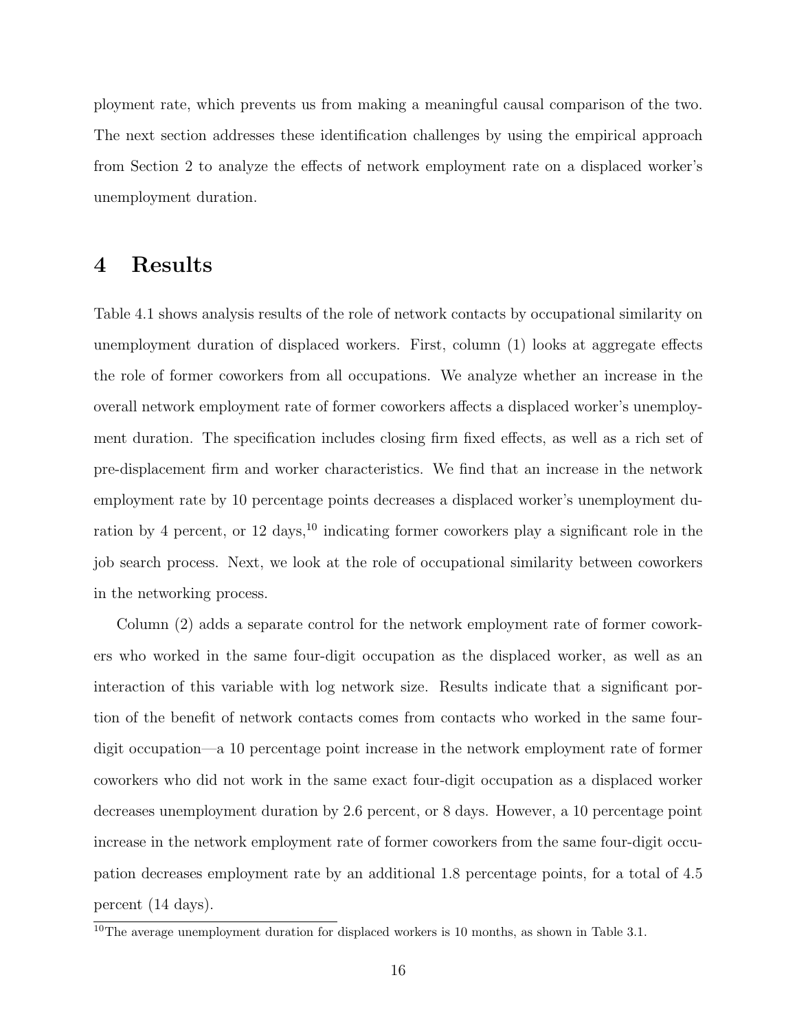ployment rate, which prevents us from making a meaningful causal comparison of the two. The next section addresses these identification challenges by using the empirical approach from Section 2 to analyze the effects of network employment rate on a displaced worker's unemployment duration.

# 4 Results

Table 4.1 shows analysis results of the role of network contacts by occupational similarity on unemployment duration of displaced workers. First, column (1) looks at aggregate effects the role of former coworkers from all occupations. We analyze whether an increase in the overall network employment rate of former coworkers affects a displaced worker's unemployment duration. The specification includes closing firm fixed effects, as well as a rich set of pre-displacement firm and worker characteristics. We find that an increase in the network employment rate by 10 percentage points decreases a displaced worker's unemployment duration by 4 percent, or 12 days,[10] indicating former coworkers play a significant role in the job search process. Next, we look at the role of occupational similarity between coworkers in the networking process.

Column (2) adds a separate control for the network employment rate of former coworkers who worked in the same four-digit occupation as the displaced worker, as well as an interaction of this variable with log network size. Results indicate that a significant portion of the benefit of network contacts comes from contacts who worked in the same four-digit occupation—a 10 percentage point increase in the network employment rate of former coworkers who did not work in the same exact four-digit occupation as a displaced worker decreases unemployment duration by 2.6 percent, or 8 days. However, a 10 percentage point increase in the network employment rate of former coworkers from the same four-digit occupation decreases employment rate by an additional 1.8 percentage points, for a total of 4.5 percent (14 days).

[10] The average unemployment duration for displaced workers is 10 months, as shown in Table 3.1.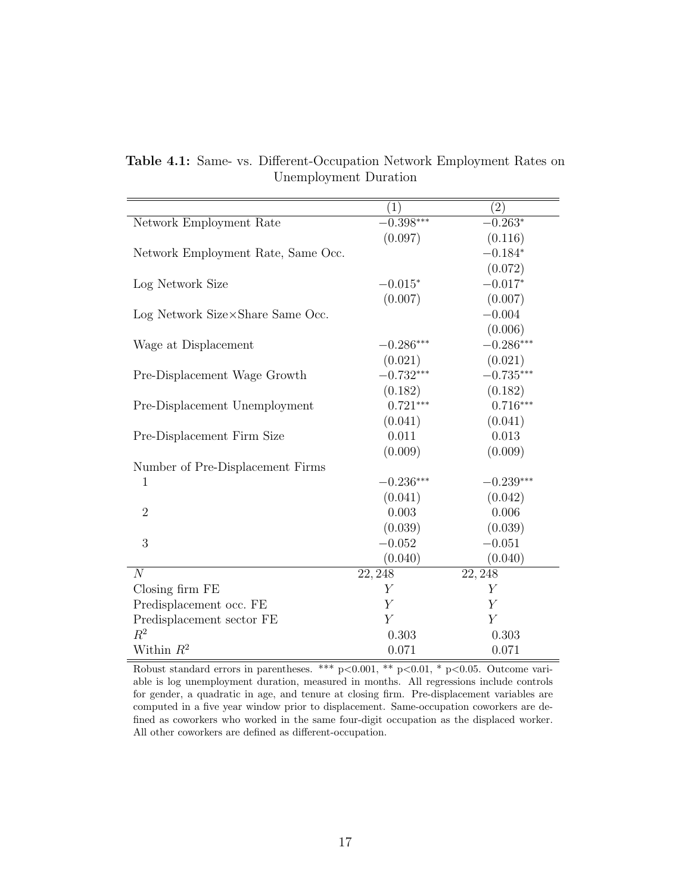**Table 4.1:** Same- vs. Different-Occupation Network Employment Rates on Unemployment Duration

| | (1) | (2) |
|---|---|---|
| Network Employment Rate | $-0.398^{***}$ | $-0.263^{*}$ |
| | (0.097) | (0.116) |
| Network Employment Rate, Same Occ. | | $-0.184^{*}$ |
| | | (0.072) |
| Log Network Size | $-0.015^{*}$ | $-0.017^{*}$ |
| | (0.007) | (0.007) |
| Log Network Size×Share Same Occ. | | $-0.004$ |
| | | (0.006) |
| Wage at Displacement | $-0.286^{***}$ | $-0.286^{***}$ |
| | (0.021) | (0.021) |
| Pre-Displacement Wage Growth | $-0.732^{***}$ | $-0.735^{***}$ |
| | (0.182) | (0.182) |
| Pre-Displacement Unemployment | $0.721^{***}$ | $0.716^{***}$ |
| | (0.041) | (0.041) |
| Pre-Displacement Firm Size | 0.011 | 0.013 |
| | (0.009) | (0.009) |
| Number of Pre-Displacement Firms | | |
| 1 | $-0.236^{***}$ | $-0.239^{***}$ |
| | (0.041) | (0.042) |
| 2 | 0.003 | 0.006 |
| | (0.039) | (0.039) |
| 3 | $-0.052$ | $-0.051$ |
| | (0.040) | (0.040) |
| $N$ | 22,248 | 22,248 |
| Closing firm FE | Y | Y |
| Predisplacement occ. FE | Y | Y |
| Predisplacement sector FE | Y | Y |
| $R^2$ | 0.303 | 0.303 |
| Within $R^2$ | 0.071 | 0.071 |

Robust standard errors in parentheses. *** $p<0.001$, ** $p<0.01$, * $p<0.05$. Outcome variable is log unemployment duration, measured in months. All regressions include controls for gender, a quadratic in age, and tenure at closing firm. Pre-displacement variables are computed in a five year window prior to displacement. Same-occupation coworkers are defined as coworkers who worked in the same four-digit occupation as the displaced worker. All other coworkers are defined as different-occupation.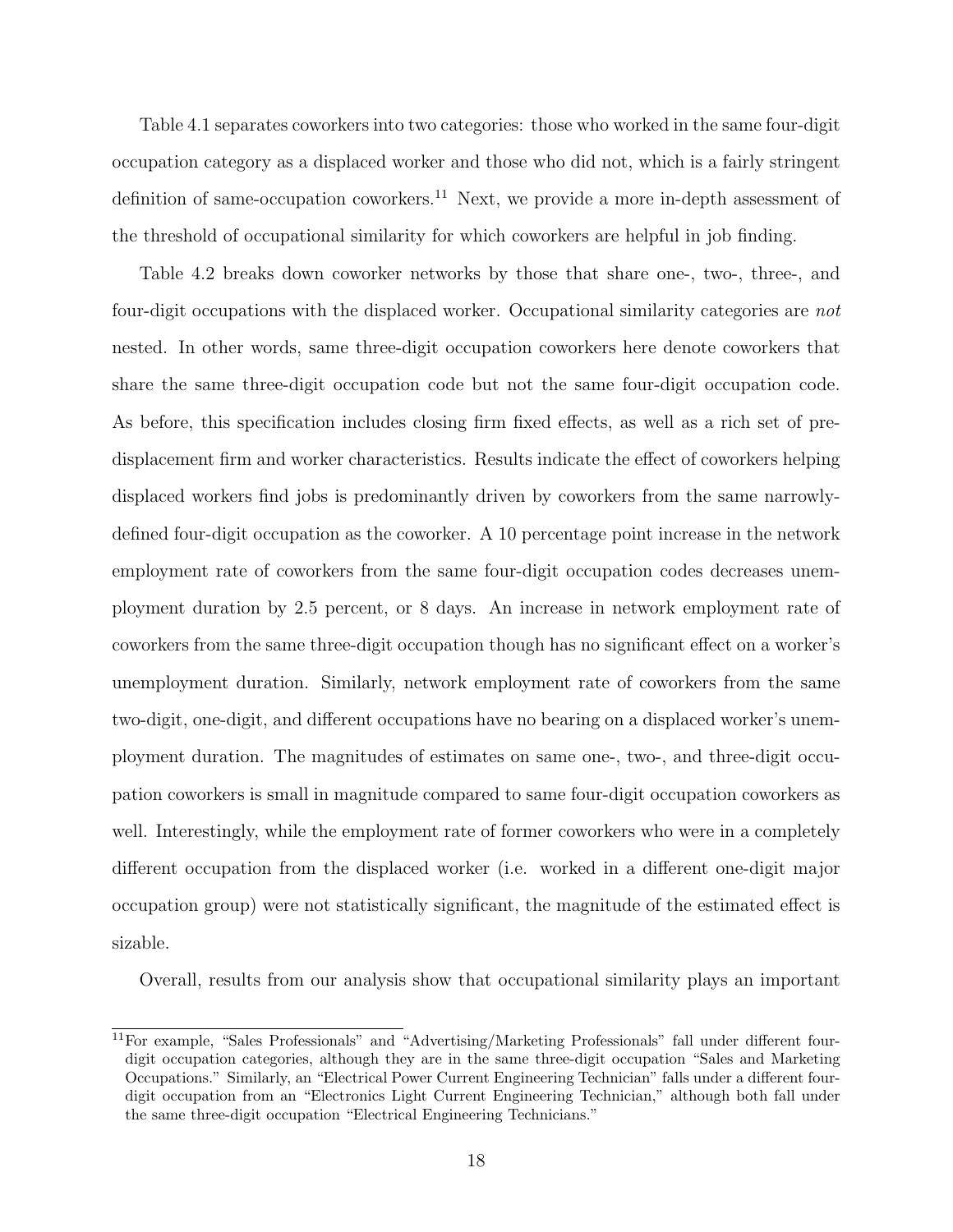Table 4.1 separates coworkers into two categories: those who worked in the same four-digit occupation category as a displaced worker and those who did not, which is a fairly stringent definition of same-occupation coworkers.[11] Next, we provide a more in-depth assessment of the threshold of occupational similarity for which coworkers are helpful in job finding.

Table 4.2 breaks down coworker networks by those that share one-, two-, three-, and four-digit occupations with the displaced worker. Occupational similarity categories are *not* nested. In other words, same three-digit occupation coworkers here denote coworkers that share the same three-digit occupation code but not the same four-digit occupation code. As before, this specification includes closing firm fixed effects, as well as a rich set of pre-displacement firm and worker characteristics. Results indicate the effect of coworkers helping displaced workers find jobs is predominantly driven by coworkers from the same narrowly-defined four-digit occupation as the coworker. A 10 percentage point increase in the network employment rate of coworkers from the same four-digit occupation codes decreases unemployment duration by 2.5 percent, or 8 days. An increase in network employment rate of coworkers from the same three-digit occupation though has no significant effect on a worker's unemployment duration. Similarly, network employment rate of coworkers from the same two-digit, one-digit, and different occupations have no bearing on a displaced worker's unemployment duration. The magnitudes of estimates on same one-, two-, and three-digit occupation coworkers is small in magnitude compared to same four-digit occupation coworkers as well. Interestingly, while the employment rate of former coworkers who were in a completely different occupation from the displaced worker (i.e. worked in a different one-digit major occupation group) were not statistically significant, the magnitude of the estimated effect is sizable.

Overall, results from our analysis show that occupational similarity plays an important

[11] For example, "Sales Professionals" and "Advertising/Marketing Professionals" fall under different four-digit occupation categories, although they are in the same three-digit occupation "Sales and Marketing Occupations." Similarly, an "Electrical Power Current Engineering Technician" falls under a different four-digit occupation from an "Electronics Light Current Engineering Technician," although both fall under the same three-digit occupation "Electrical Engineering Technicians."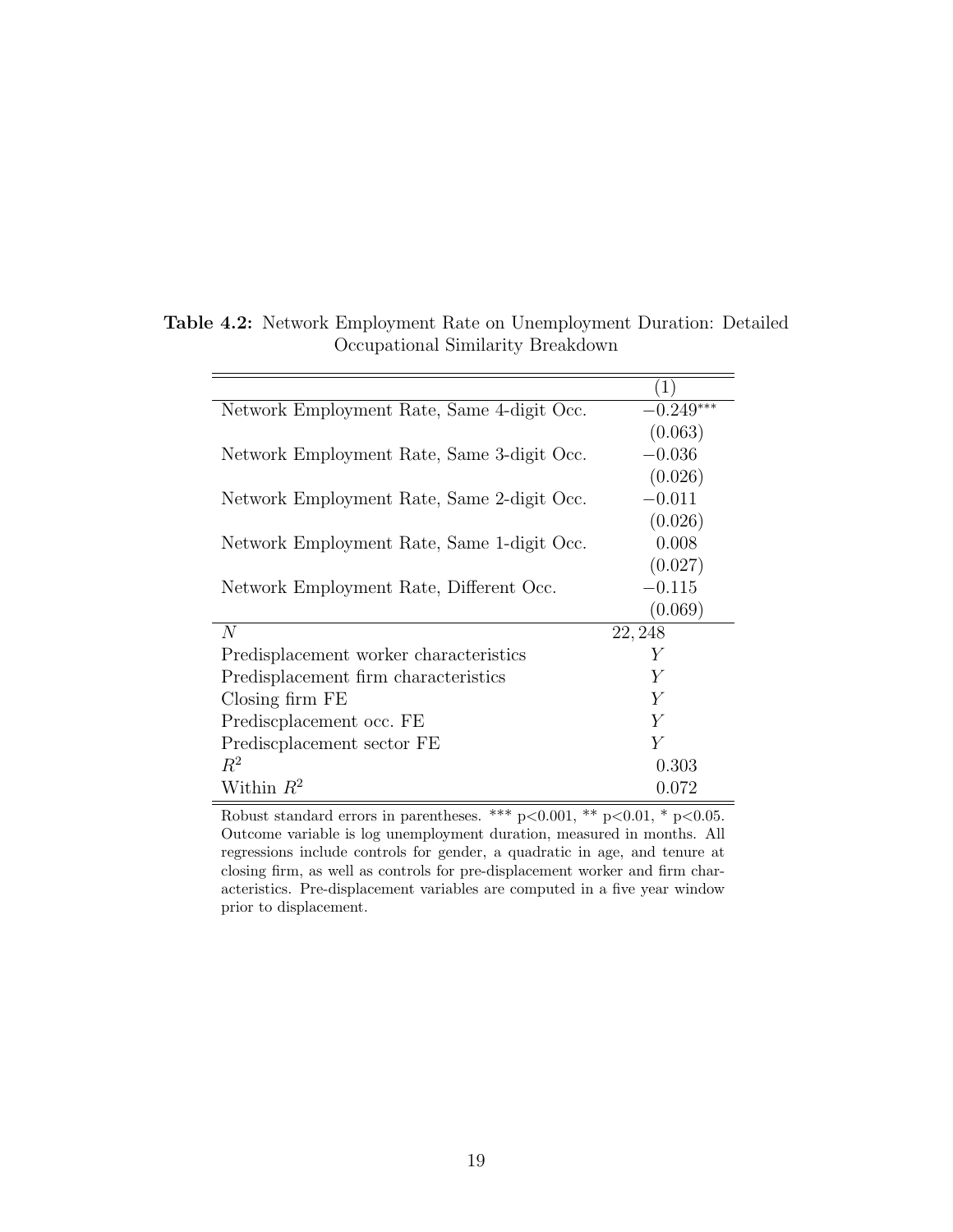**Table 4.2:** Network Employment Rate on Unemployment Duration: Detailed Occupational Similarity Breakdown

| | (1) |
|---|---|
| Network Employment Rate, Same 4-digit Occ. | $-0.249^{***}$ |
| | (0.063) |
| Network Employment Rate, Same 3-digit Occ. | $-0.036$ |
| | (0.026) |
| Network Employment Rate, Same 2-digit Occ. | $-0.011$ |
| | (0.026) |
| Network Employment Rate, Same 1-digit Occ. | 0.008 |
| | (0.027) |
| Network Employment Rate, Different Occ. | $-0.115$ |
| | (0.069) |
| $N$ | 22,248 |
| Predisplacement worker characteristics | $Y$ |
| Predisplacement firm characteristics | $Y$ |
| Closing firm FE | $Y$ |
| Prediscplacement occ. FE | $Y$ |
| Prediscplacement sector FE | $Y$ |
| $R^2$ | 0.303 |
| Within $R^2$ | 0.072 |

Robust standard errors in parentheses. *** $p<0.001$, ** $p<0.01$, * $p<0.05$. Outcome variable is log unemployment duration, measured in months. All regressions include controls for gender, a quadratic in age, and tenure at closing firm, as well as controls for pre-displacement worker and firm characteristics. Pre-displacement variables are computed in a five year window prior to displacement.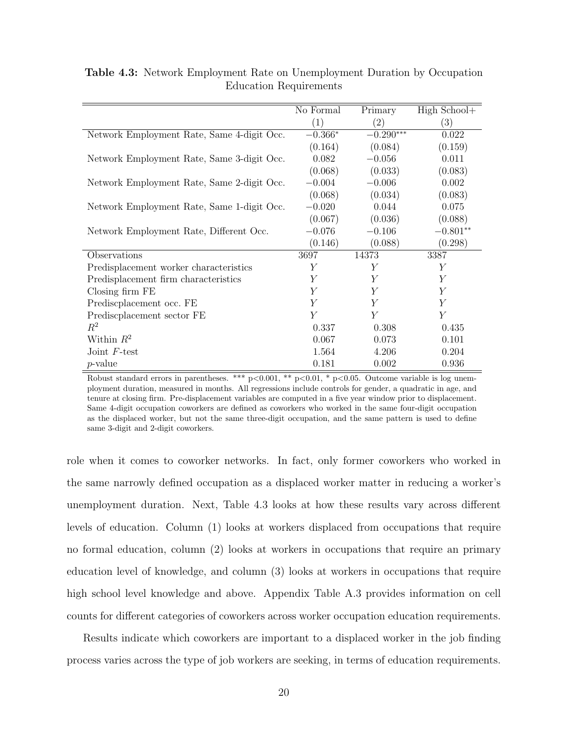**Table 4.3:** Network Employment Rate on Unemployment Duration by Occupation Education Requirements

| | No Formal | Primary | High School+ |
|---|---|---|---|
| | (1) | (2) | (3) |
| Network Employment Rate, Same 4-digit Occ. | $-0.366^{*}$ | $-0.290^{***}$ | 0.022 |
| | (0.164) | (0.084) | (0.159) |
| Network Employment Rate, Same 3-digit Occ. | 0.082 | $-0.056$ | 0.011 |
| | (0.068) | (0.033) | (0.083) |
| Network Employment Rate, Same 2-digit Occ. | $-0.004$ | $-0.006$ | 0.002 |
| | (0.068) | (0.034) | (0.083) |
| Network Employment Rate, Same 1-digit Occ. | $-0.020$ | 0.044 | 0.075 |
| | (0.067) | (0.036) | (0.088) |
| Network Employment Rate, Different Occ. | $-0.076$ | $-0.106$ | $-0.801^{**}$ |
| | (0.146) | (0.088) | (0.298) |
| Observations | 3697 | 14373 | 3387 |
| Predisplacement worker characteristics | Y | Y | Y |
| Predisplacement firm characteristics | Y | Y | Y |
| Closing firm FE | Y | Y | Y |
| Prediscplacement occ. FE | Y | Y | Y |
| Prediscplacement sector FE | Y | Y | Y |
| $R^2$ | 0.337 | 0.308 | 0.435 |
| Within $R^2$ | 0.067 | 0.073 | 0.101 |
| Joint $F$-test | 1.564 | 4.206 | 0.204 |
| $p$-value | 0.181 | 0.002 | 0.936 |

Robust standard errors in parentheses. *** p<0.001, ** p<0.01, * p<0.05. Outcome variable is log unemployment duration, measured in months. All regressions include controls for gender, a quadratic in age, and tenure at closing firm. Pre-displacement variables are computed in a five year window prior to displacement. Same 4-digit occupation coworkers are defined as coworkers who worked in the same four-digit occupation as the displaced worker, but not the same three-digit occupation, and the same pattern is used to define same 3-digit and 2-digit coworkers.

role when it comes to coworker networks. In fact, only former coworkers who worked in the same narrowly defined occupation as a displaced worker matter in reducing a worker's unemployment duration. Next, Table 4.3 looks at how these results vary across different levels of education. Column (1) looks at workers displaced from occupations that require no formal education, column (2) looks at workers in occupations that require an primary education level of knowledge, and column (3) looks at workers in occupations that require high school level knowledge and above. Appendix Table A.3 provides information on cell counts for different categories of coworkers across worker occupation education requirements.

Results indicate which coworkers are important to a displaced worker in the job finding process varies across the type of job workers are seeking, in terms of education requirements.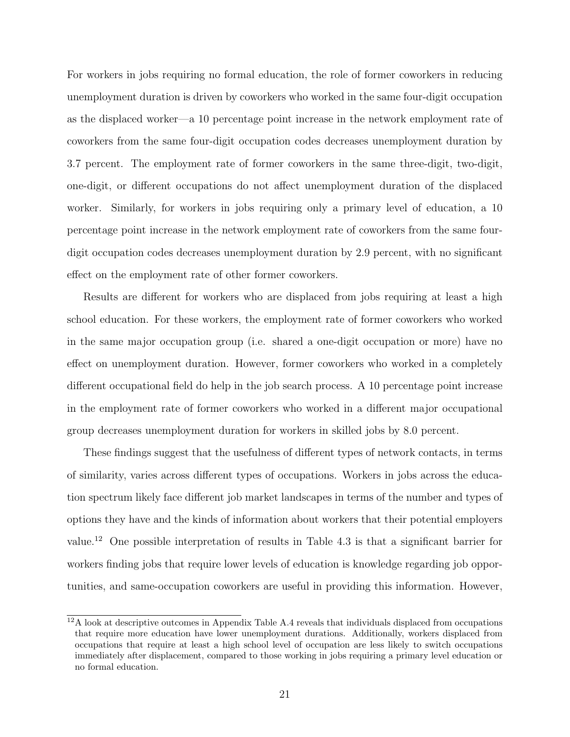For workers in jobs requiring no formal education, the role of former coworkers in reducing unemployment duration is driven by coworkers who worked in the same four-digit occupation as the displaced worker—a 10 percentage point increase in the network employment rate of coworkers from the same four-digit occupation codes decreases unemployment duration by 3.7 percent. The employment rate of former coworkers in the same three-digit, two-digit, one-digit, or different occupations do not affect unemployment duration of the displaced worker. Similarly, for workers in jobs requiring only a primary level of education, a 10 percentage point increase in the network employment rate of coworkers from the same four-digit occupation codes decreases unemployment duration by 2.9 percent, with no significant effect on the employment rate of other former coworkers.

Results are different for workers who are displaced from jobs requiring at least a high school education. For these workers, the employment rate of former coworkers who worked in the same major occupation group (i.e. shared a one-digit occupation or more) have no effect on unemployment duration. However, former coworkers who worked in a completely different occupational field do help in the job search process. A 10 percentage point increase in the employment rate of former coworkers who worked in a different major occupational group decreases unemployment duration for workers in skilled jobs by 8.0 percent.

These findings suggest that the usefulness of different types of network contacts, in terms of similarity, varies across different types of occupations. Workers in jobs across the education spectrum likely face different job market landscapes in terms of the number and types of options they have and the kinds of information about workers that their potential employers value.[12] One possible interpretation of results in Table 4.3 is that a significant barrier for workers finding jobs that require lower levels of education is knowledge regarding job opportunities, and same-occupation coworkers are useful in providing this information. However,

[12] A look at descriptive outcomes in Appendix Table A.4 reveals that individuals displaced from occupations that require more education have lower unemployment durations. Additionally, workers displaced from occupations that require at least a high school level of occupation are less likely to switch occupations immediately after displacement, compared to those working in jobs requiring a primary level education or no formal education.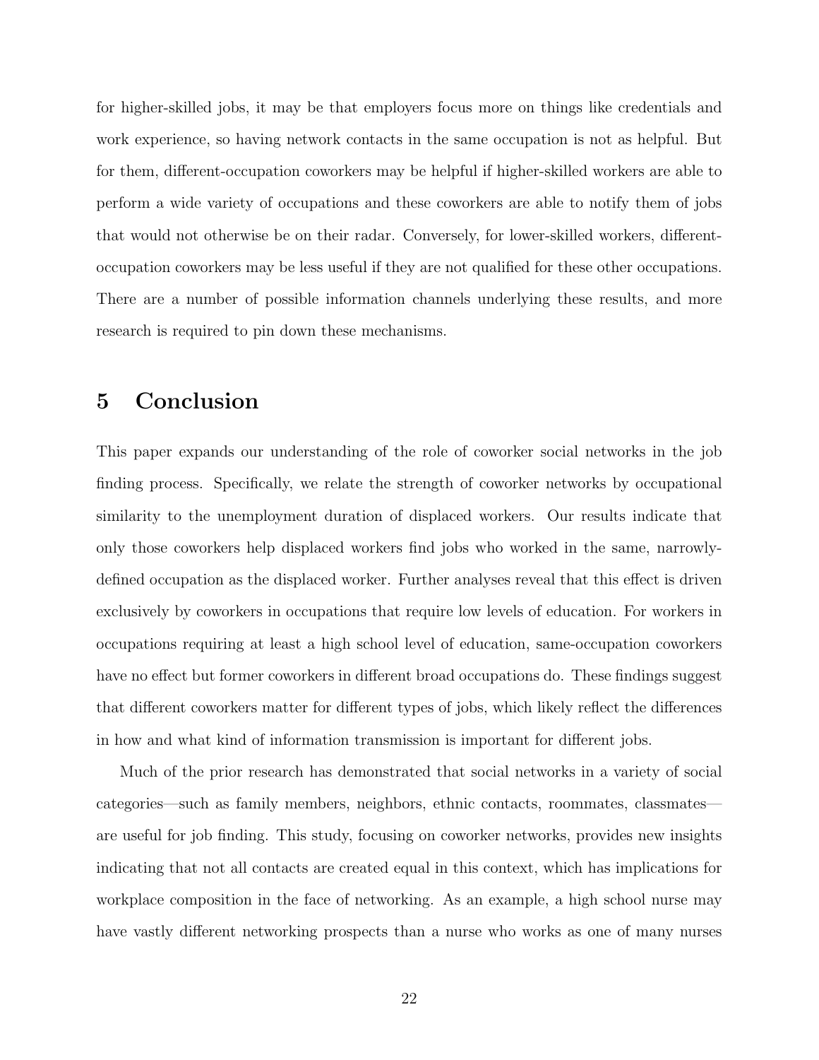for higher-skilled jobs, it may be that employers focus more on things like credentials and work experience, so having network contacts in the same occupation is not as helpful. But for them, different-occupation coworkers may be helpful if higher-skilled workers are able to perform a wide variety of occupations and these coworkers are able to notify them of jobs that would not otherwise be on their radar. Conversely, for lower-skilled workers, different-occupation coworkers may be less useful if they are not qualified for these other occupations. There are a number of possible information channels underlying these results, and more research is required to pin down these mechanisms.

# 5 Conclusion

This paper expands our understanding of the role of coworker social networks in the job finding process. Specifically, we relate the strength of coworker networks by occupational similarity to the unemployment duration of displaced workers. Our results indicate that only those coworkers help displaced workers find jobs who worked in the same, narrowly-defined occupation as the displaced worker. Further analyses reveal that this effect is driven exclusively by coworkers in occupations that require low levels of education. For workers in occupations requiring at least a high school level of education, same-occupation coworkers have no effect but former coworkers in different broad occupations do. These findings suggest that different coworkers matter for different types of jobs, which likely reflect the differences in how and what kind of information transmission is important for different jobs.

Much of the prior research has demonstrated that social networks in a variety of social categories—such as family members, neighbors, ethnic contacts, roommates, classmates—are useful for job finding. This study, focusing on coworker networks, provides new insights indicating that not all contacts are created equal in this context, which has implications for workplace composition in the face of networking. As an example, a high school nurse may have vastly different networking prospects than a nurse who works as one of many nurses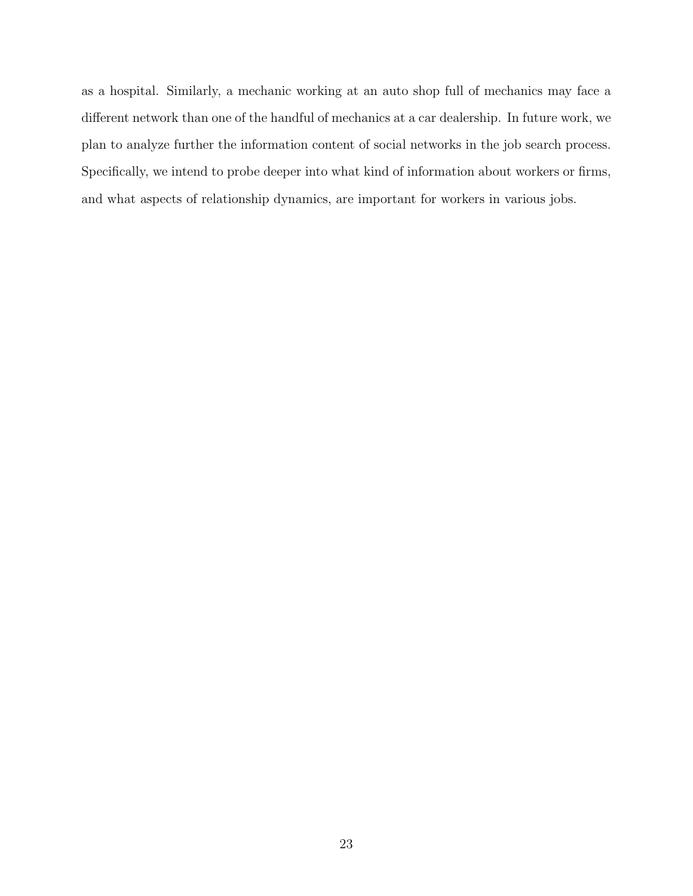as a hospital. Similarly, a mechanic working at an auto shop full of mechanics may face a different network than one of the handful of mechanics at a car dealership. In future work, we plan to analyze further the information content of social networks in the job search process. Specifically, we intend to probe deeper into what kind of information about workers or firms, and what aspects of relationship dynamics, are important for workers in various jobs.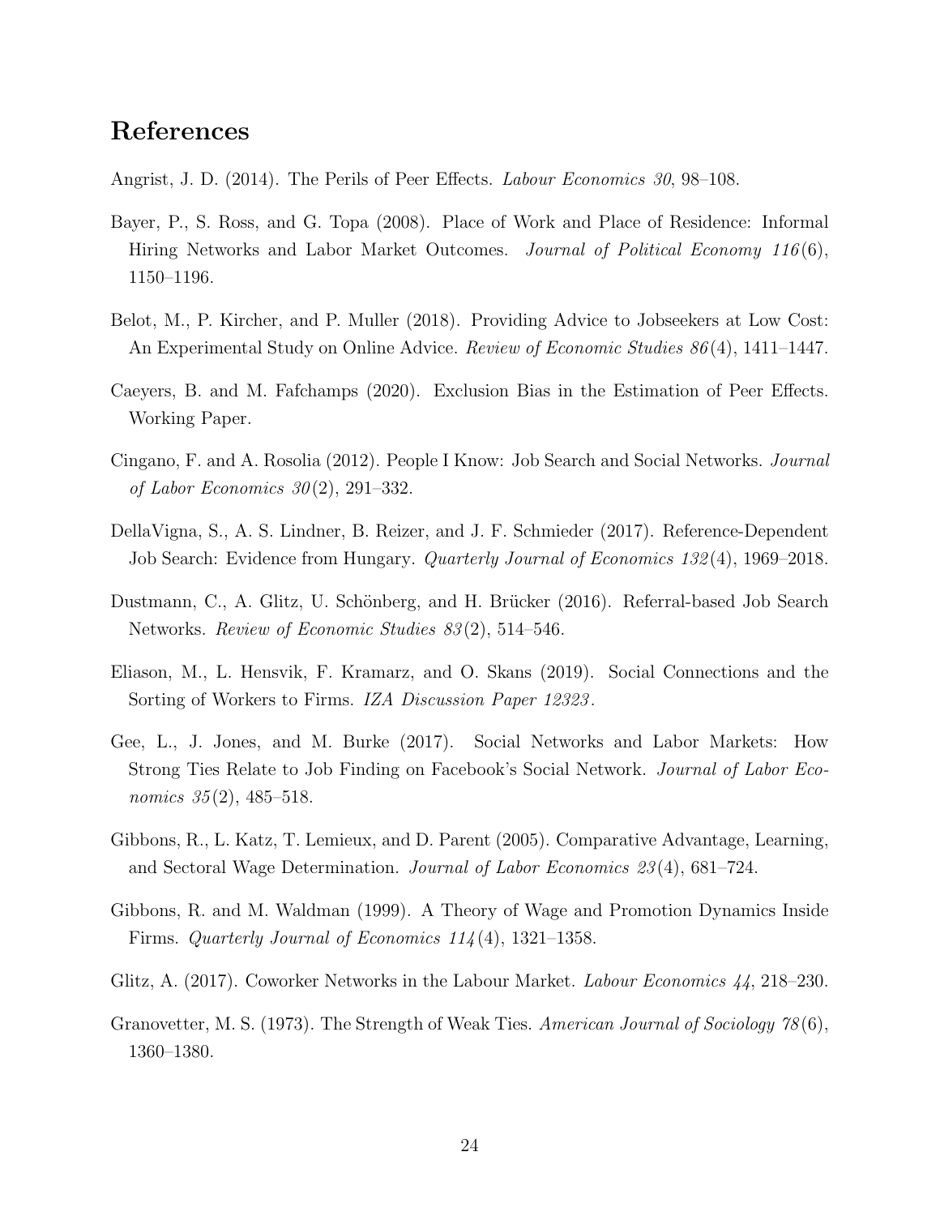# References

Angrist, J. D. (2014). The Perils of Peer Effects. *Labour Economics 30*, 98–108.

Bayer, P., S. Ross, and G. Topa (2008). Place of Work and Place of Residence: Informal Hiring Networks and Labor Market Outcomes. *Journal of Political Economy 116*(6), 1150–1196.

Belot, M., P. Kircher, and P. Muller (2018). Providing Advice to Jobseekers at Low Cost: An Experimental Study on Online Advice. *Review of Economic Studies 86*(4), 1411–1447.

Caeyers, B. and M. Fafchamps (2020). Exclusion Bias in the Estimation of Peer Effects. Working Paper.

Cingano, F. and A. Rosolia (2012). People I Know: Job Search and Social Networks. *Journal of Labor Economics 30*(2), 291–332.

DellaVigna, S., A. S. Lindner, B. Reizer, and J. F. Schmieder (2017). Reference-Dependent Job Search: Evidence from Hungary. *Quarterly Journal of Economics 132*(4), 1969–2018.

Dustmann, C., A. Glitz, U. Schönberg, and H. Brücker (2016). Referral-based Job Search Networks. *Review of Economic Studies 83*(2), 514–546.

Eliason, M., L. Hensvik, F. Kramarz, and O. Skans (2019). Social Connections and the Sorting of Workers to Firms. *IZA Discussion Paper 12323*.

Gee, L., J. Jones, and M. Burke (2017). Social Networks and Labor Markets: How Strong Ties Relate to Job Finding on Facebook's Social Network. *Journal of Labor Economics 35*(2), 485–518.

Gibbons, R., L. Katz, T. Lemieux, and D. Parent (2005). Comparative Advantage, Learning, and Sectoral Wage Determination. *Journal of Labor Economics 23*(4), 681–724.

Gibbons, R. and M. Waldman (1999). A Theory of Wage and Promotion Dynamics Inside Firms. *Quarterly Journal of Economics 114*(4), 1321–1358.

Glitz, A. (2017). Coworker Networks in the Labour Market. *Labour Economics 44*, 218–230.

Granovetter, M. S. (1973). The Strength of Weak Ties. *American Journal of Sociology 78*(6), 1360–1380.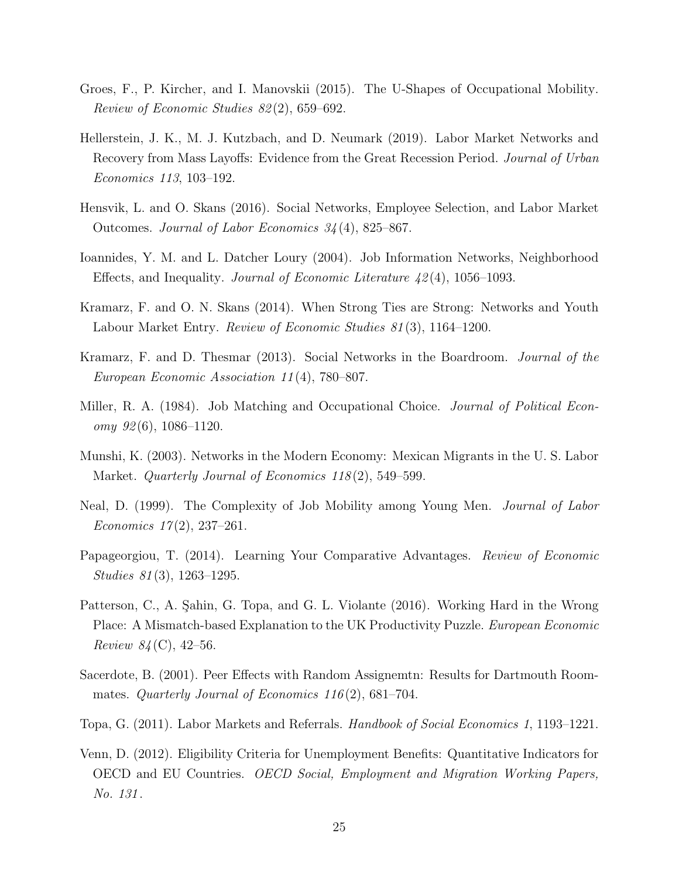Groes, F., P. Kircher, and I. Manovskii (2015). The U-Shapes of Occupational Mobility. *Review of Economic Studies 82*(2), 659–692.

Hellerstein, J. K., M. J. Kutzbach, and D. Neumark (2019). Labor Market Networks and Recovery from Mass Layoffs: Evidence from the Great Recession Period. *Journal of Urban Economics 113*, 103–192.

Hensvik, L. and O. Skans (2016). Social Networks, Employee Selection, and Labor Market Outcomes. *Journal of Labor Economics 34*(4), 825–867.

Ioannides, Y. M. and L. Datcher Loury (2004). Job Information Networks, Neighborhood Effects, and Inequality. *Journal of Economic Literature 42*(4), 1056–1093.

Kramarz, F. and O. N. Skans (2014). When Strong Ties are Strong: Networks and Youth Labour Market Entry. *Review of Economic Studies 81*(3), 1164–1200.

Kramarz, F. and D. Thesmar (2013). Social Networks in the Boardroom. *Journal of the European Economic Association 11*(4), 780–807.

Miller, R. A. (1984). Job Matching and Occupational Choice. *Journal of Political Economy 92*(6), 1086–1120.

Munshi, K. (2003). Networks in the Modern Economy: Mexican Migrants in the U. S. Labor Market. *Quarterly Journal of Economics 118*(2), 549–599.

Neal, D. (1999). The Complexity of Job Mobility among Young Men. *Journal of Labor Economics 17*(2), 237–261.

Papageorgiou, T. (2014). Learning Your Comparative Advantages. *Review of Economic Studies 81*(3), 1263–1295.

Patterson, C., A. Şahin, G. Topa, and G. L. Violante (2016). Working Hard in the Wrong Place: A Mismatch-based Explanation to the UK Productivity Puzzle. *European Economic Review 84*(C), 42–56.

Sacerdote, B. (2001). Peer Effects with Random Assignemtn: Results for Dartmouth Roommates. *Quarterly Journal of Economics 116*(2), 681–704.

Topa, G. (2011). Labor Markets and Referrals. *Handbook of Social Economics 1*, 1193–1221.

Venn, D. (2012). Eligibility Criteria for Unemployment Benefits: Quantitative Indicators for OECD and EU Countries. *OECD Social, Employment and Migration Working Papers, No. 131*.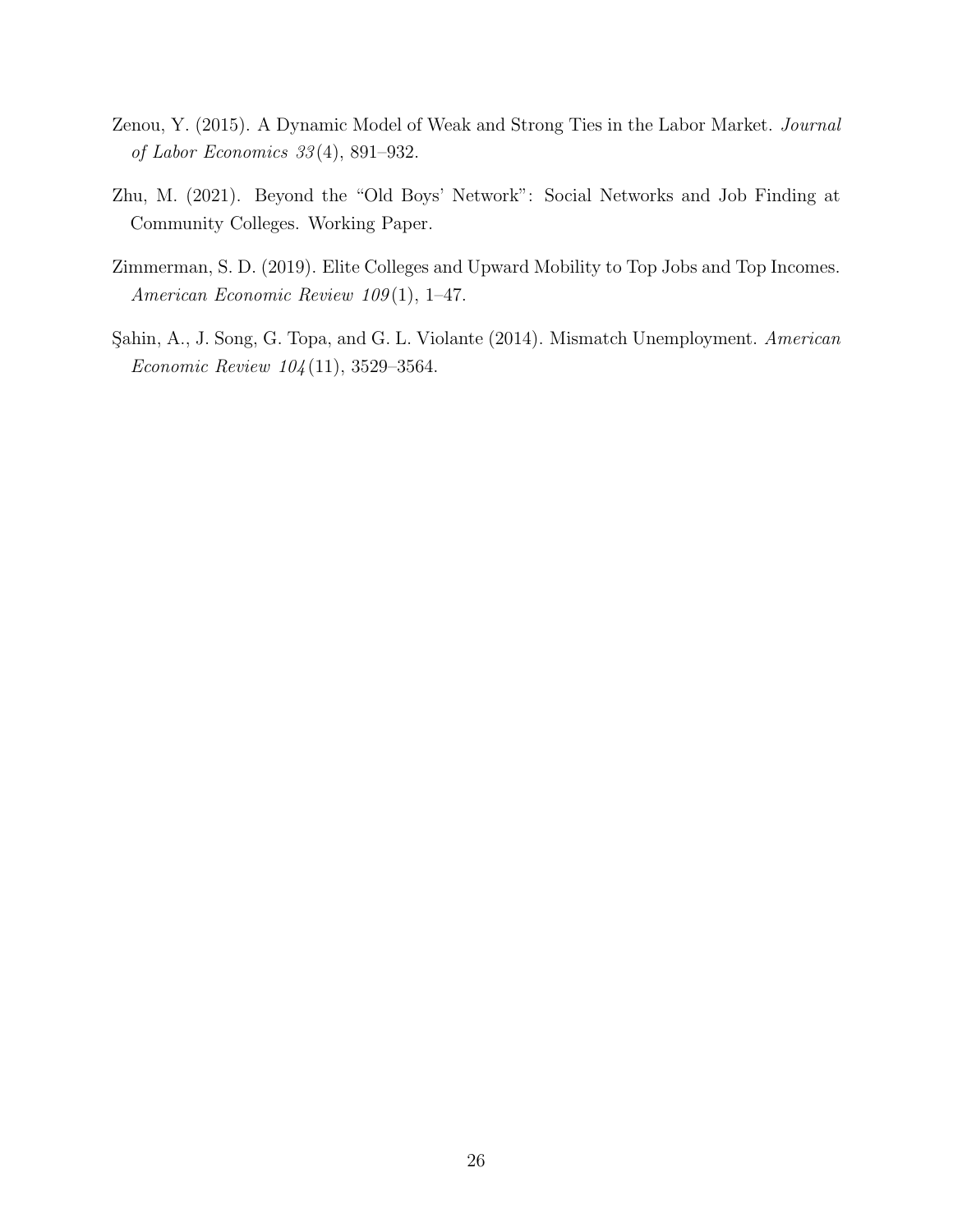Zenou, Y. (2015). A Dynamic Model of Weak and Strong Ties in the Labor Market. *Journal of Labor Economics 33*(4), 891–932.

Zhu, M. (2021). Beyond the "Old Boys' Network": Social Networks and Job Finding at Community Colleges. Working Paper.

Zimmerman, S. D. (2019). Elite Colleges and Upward Mobility to Top Jobs and Top Incomes. *American Economic Review 109*(1), 1–47.

Şahin, A., J. Song, G. Topa, and G. L. Violante (2014). Mismatch Unemployment. *American Economic Review 104*(11), 3529–3564.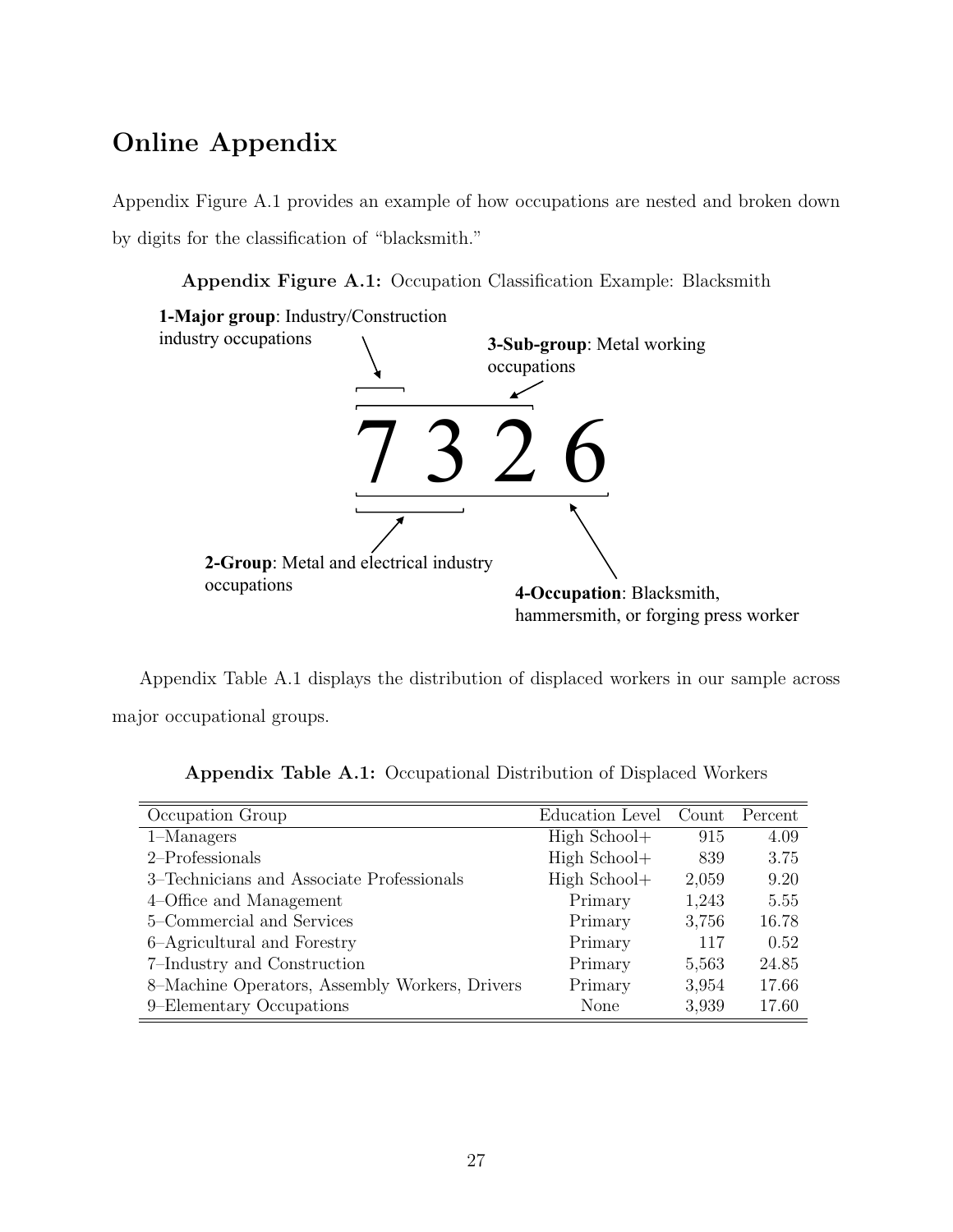# Online Appendix

Appendix Figure A.1 provides an example of how occupations are nested and broken down by digits for the classification of "blacksmith."

**Appendix Figure A.1:** Occupation Classification Example: Blacksmith

**1-Major group**: Industry/Construction industry occupations

**3-Sub-group**: Metal working occupations

7 3 2 6

**2-Group**: Metal and electrical industry occupations

**4-Occupation**: Blacksmith, hammersmith, or forging press worker

Appendix Table A.1 displays the distribution of displaced workers in our sample across major occupational groups.

**Appendix Table A.1:** Occupational Distribution of Displaced Workers

| Occupation Group | Education Level | Count | Percent |
|---|---|---|---|
| 1–Managers | High School+ | 915 | 4.09 |
| 2–Professionals | High School+ | 839 | 3.75 |
| 3–Technicians and Associate Professionals | High School+ | 2,059 | 9.20 |
| 4–Office and Management | Primary | 1,243 | 5.55 |
| 5–Commercial and Services | Primary | 3,756 | 16.78 |
| 6–Agricultural and Forestry | Primary | 117 | 0.52 |
| 7–Industry and Construction | Primary | 5,563 | 24.85 |
| 8–Machine Operators, Assembly Workers, Drivers | Primary | 3,954 | 17.66 |
| 9–Elementary Occupations | None | 3,939 | 17.60 |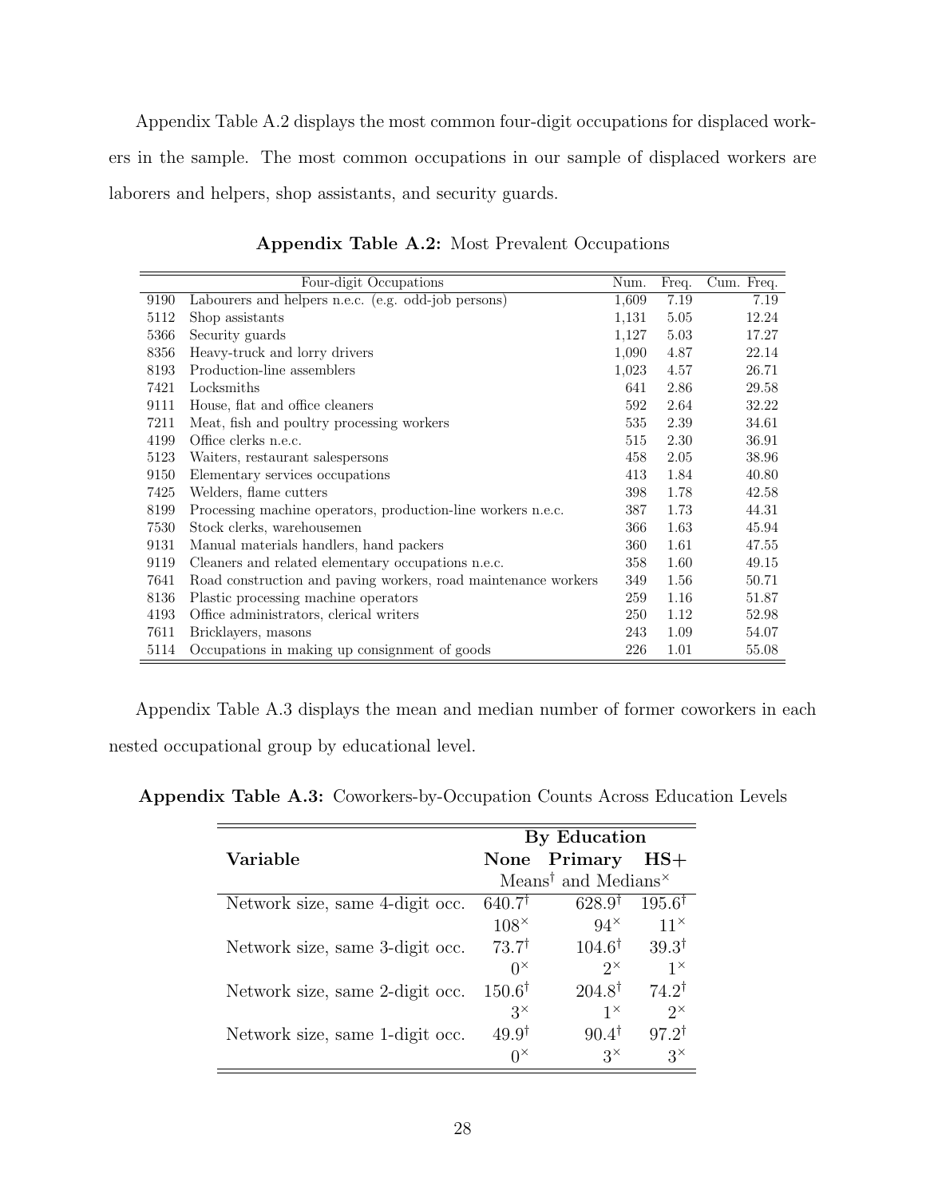Appendix Table A.2 displays the most common four-digit occupations for displaced workers in the sample. The most common occupations in our sample of displaced workers are laborers and helpers, shop assistants, and security guards.

**Appendix Table A.2:** Most Prevalent Occupations

| | Four-digit Occupations | Num. | Freq. | Cum. Freq. |
|---|---|---|---|---|
| 9190 | Labourers and helpers n.e.c. (e.g. odd-job persons) | 1,609 | 7.19 | 7.19 |
| 5112 | Shop assistants | 1,131 | 5.05 | 12.24 |
| 5366 | Security guards | 1,127 | 5.03 | 17.27 |
| 8356 | Heavy-truck and lorry drivers | 1,090 | 4.87 | 22.14 |
| 8193 | Production-line assemblers | 1,023 | 4.57 | 26.71 |
| 7421 | Locksmiths | 641 | 2.86 | 29.58 |
| 9111 | House, flat and office cleaners | 592 | 2.64 | 32.22 |
| 7211 | Meat, fish and poultry processing workers | 535 | 2.39 | 34.61 |
| 4199 | Office clerks n.e.c. | 515 | 2.30 | 36.91 |
| 5123 | Waiters, restaurant salespersons | 458 | 2.05 | 38.96 |
| 9150 | Elementary services occupations | 413 | 1.84 | 40.80 |
| 7425 | Welders, flame cutters | 398 | 1.78 | 42.58 |
| 8199 | Processing machine operators, production-line workers n.e.c. | 387 | 1.73 | 44.31 |
| 7530 | Stock clerks, warehousemen | 366 | 1.63 | 45.94 |
| 9131 | Manual materials handlers, hand packers | 360 | 1.61 | 47.55 |
| 9119 | Cleaners and related elementary occupations n.e.c. | 358 | 1.60 | 49.15 |
| 7641 | Road construction and paving workers, road maintenance workers | 349 | 1.56 | 50.71 |
| 8136 | Plastic processing machine operators | 259 | 1.16 | 51.87 |
| 4193 | Office administrators, clerical writers | 250 | 1.12 | 52.98 |
| 7611 | Bricklayers, masons | 243 | 1.09 | 54.07 |
| 5114 | Occupations in making up consignment of goods | 226 | 1.01 | 55.08 |

Appendix Table A.3 displays the mean and median number of former coworkers in each nested occupational group by educational level.

**Appendix Table A.3:** Coworkers-by-Occupation Counts Across Education Levels

| | **By Education** | | |
|---|---|---|---|
| **Variable** | **None** | **Primary** | **HS+** |
| | Means$^{\dagger}$ and Medians$^{\times}$ | | |
| Network size, same 4-digit occ. | $640.7^{\dagger}$ | $628.9^{\dagger}$ | $195.6^{\dagger}$ |
| | $108^{\times}$ | $94^{\times}$ | $11^{\times}$ |
| Network size, same 3-digit occ. | $73.7^{\dagger}$ | $104.6^{\dagger}$ | $39.3^{\dagger}$ |
| | $0^{\times}$ | $2^{\times}$ | $1^{\times}$ |
| Network size, same 2-digit occ. | $150.6^{\dagger}$ | $204.8^{\dagger}$ | $74.2^{\dagger}$ |
| | $3^{\times}$ | $1^{\times}$ | $2^{\times}$ |
| Network size, same 1-digit occ. | $49.9^{\dagger}$ | $90.4^{\dagger}$ | $97.2^{\dagger}$ |
| | $0^{\times}$ | $3^{\times}$ | $3^{\times}$ |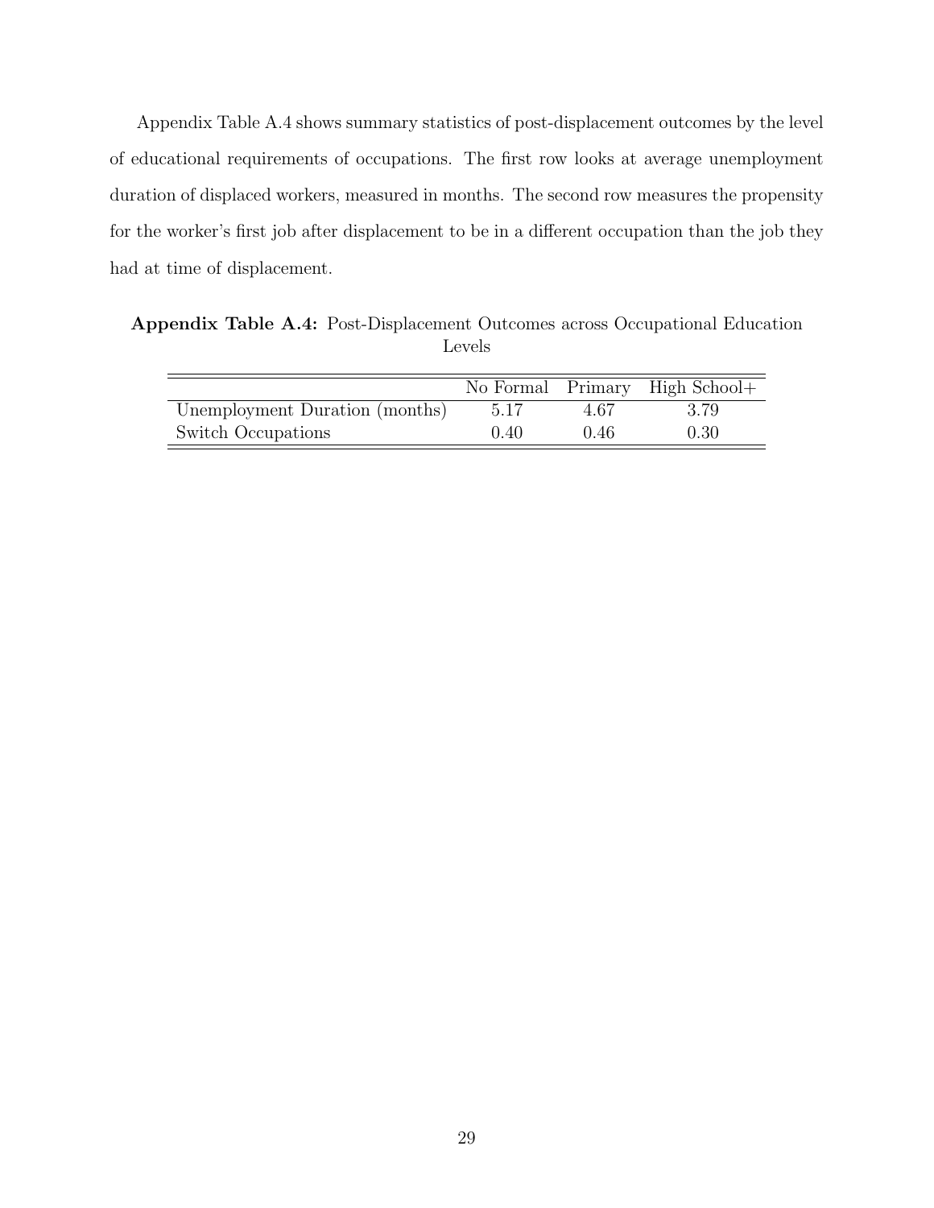Appendix Table A.4 shows summary statistics of post-displacement outcomes by the level of educational requirements of occupations. The first row looks at average unemployment duration of displaced workers, measured in months. The second row measures the propensity for the worker's first job after displacement to be in a different occupation than the job they had at time of displacement.

**Appendix Table A.4:** Post-Displacement Outcomes across Occupational Education Levels

| | No Formal | Primary | High School+ |
|---|---|---|---|
| Unemployment Duration (months) | 5.17 | 4.67 | 3.79 |
| Switch Occupations | 0.40 | 0.46 | 0.30 |